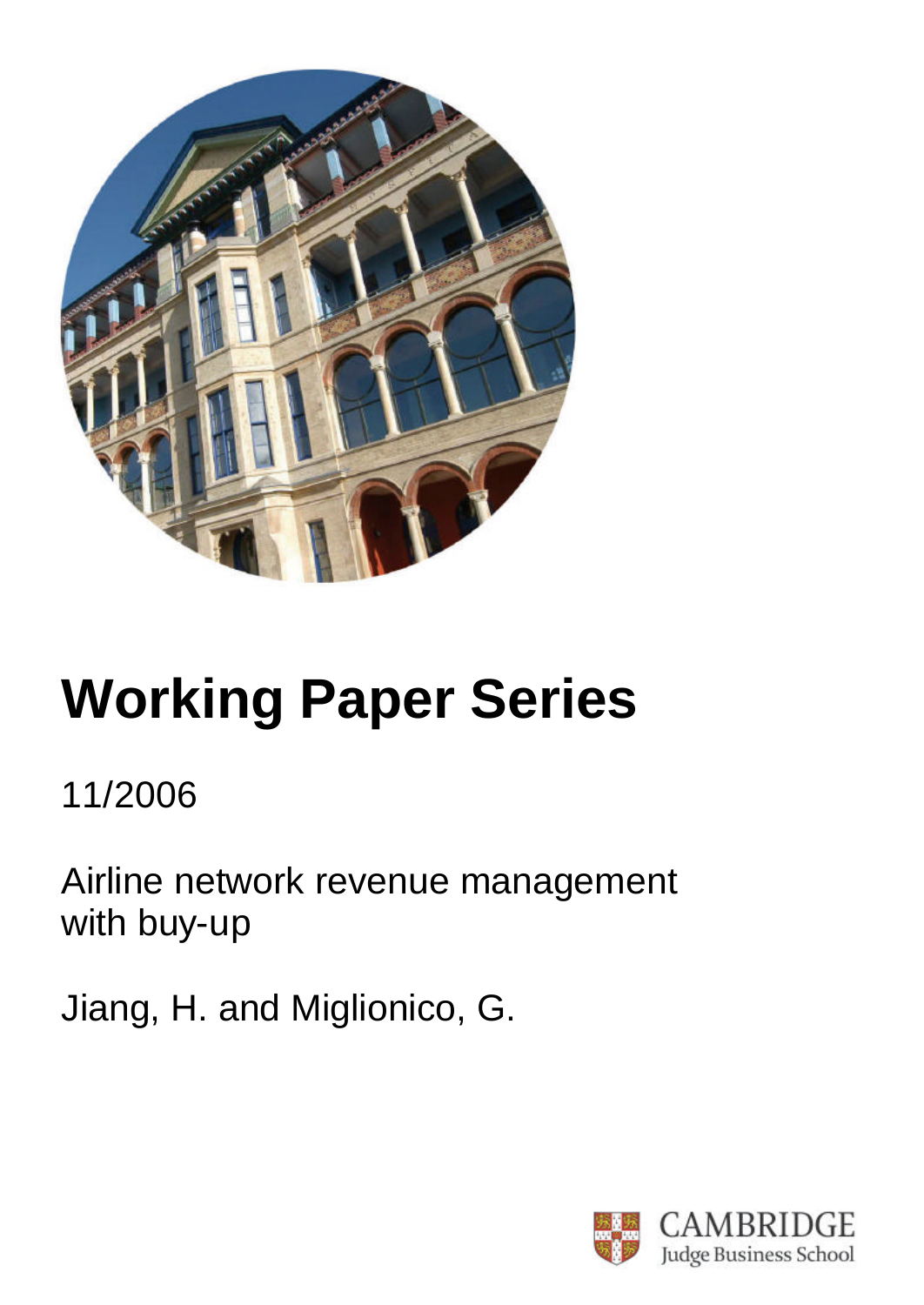# Working Paper Series

11/2006

Airline network revenue management with buy-up

Jiang, H. and Miglionico, G.

CAMBRIDGE
Judge Business School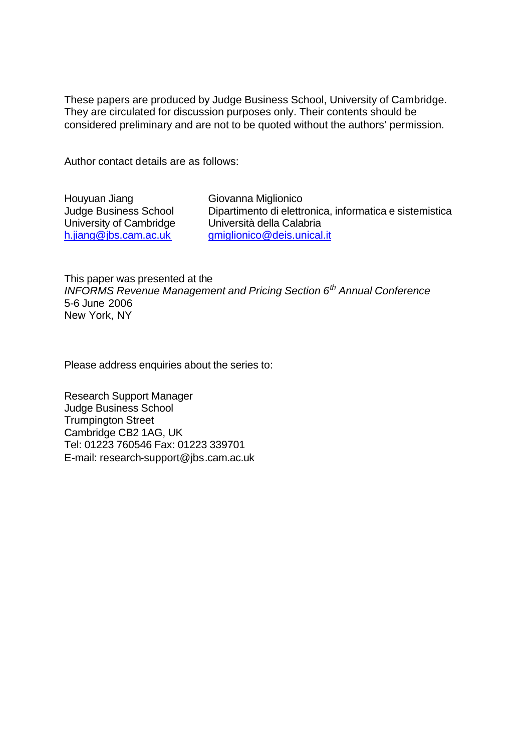These papers are produced by Judge Business School, University of Cambridge. They are circulated for discussion purposes only. Their contents should be considered preliminary and are not to be quoted without the authors' permission.

Author contact details are as follows:

| | |
|---|---|
| Houyuan Jiang | Giovanna Miglionico |
| Judge Business School | Dipartimento di elettronica, informatica e sistemistica |
| University of Cambridge | Università della Calabria |
| h.jiang@jbs.cam.ac.uk | gmiglionico@deis.unical.it |

This paper was presented at the
*INFORMS Revenue Management and Pricing Section 6th Annual Conference*
5-6 June 2006
New York, NY

Please address enquiries about the series to:

Research Support Manager
Judge Business School
Trumpington Street
Cambridge CB2 1AG, UK
Tel: 01223 760546 Fax: 01223 339701
E-mail: research-support@jbs.cam.ac.uk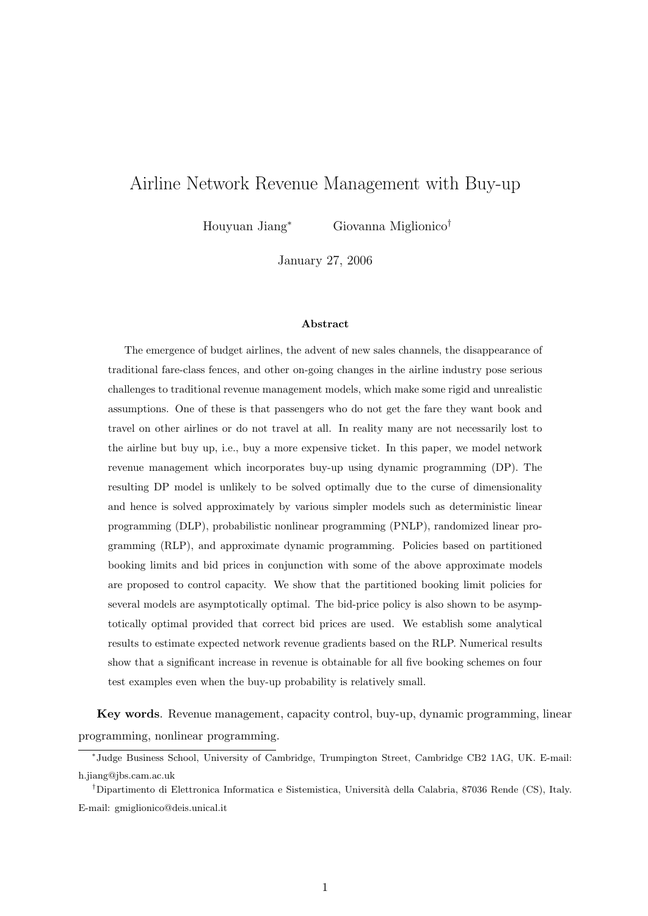# Airline Network Revenue Management with Buy-up

Houyuan Jiang[*] Giovanna Miglionico[†]

January 27, 2006

### Abstract

The emergence of budget airlines, the advent of new sales channels, the disappearance of traditional fare-class fences, and other on-going changes in the airline industry pose serious challenges to traditional revenue management models, which make some rigid and unrealistic assumptions. One of these is that passengers who do not get the fare they want book and travel on other airlines or do not travel at all. In reality many are not necessarily lost to the airline but buy up, i.e., buy a more expensive ticket. In this paper, we model network revenue management which incorporates buy-up using dynamic programming (DP). The resulting DP model is unlikely to be solved optimally due to the curse of dimensionality and hence is solved approximately by various simpler models such as deterministic linear programming (DLP), probabilistic nonlinear programming (PNLP), randomized linear programming (RLP), and approximate dynamic programming. Policies based on partitioned booking limits and bid prices in conjunction with some of the above approximate models are proposed to control capacity. We show that the partitioned booking limit policies for several models are asymptotically optimal. The bid-price policy is also shown to be asymptotically optimal provided that correct bid prices are used. We establish some analytical results to estimate expected network revenue gradients based on the RLP. Numerical results show that a significant increase in revenue is obtainable for all five booking schemes on four test examples even when the buy-up probability is relatively small.

**Key words**. Revenue management, capacity control, buy-up, dynamic programming, linear programming, nonlinear programming.

[*] Judge Business School, University of Cambridge, Trumpington Street, Cambridge CB2 1AG, UK. E-mail: h.jiang@jbs.cam.ac.uk

[†] Dipartimento di Elettronica Informatica e Sistemistica, Università della Calabria, 87036 Rende (CS), Italy. E-mail: gmiglionico@deis.unical.it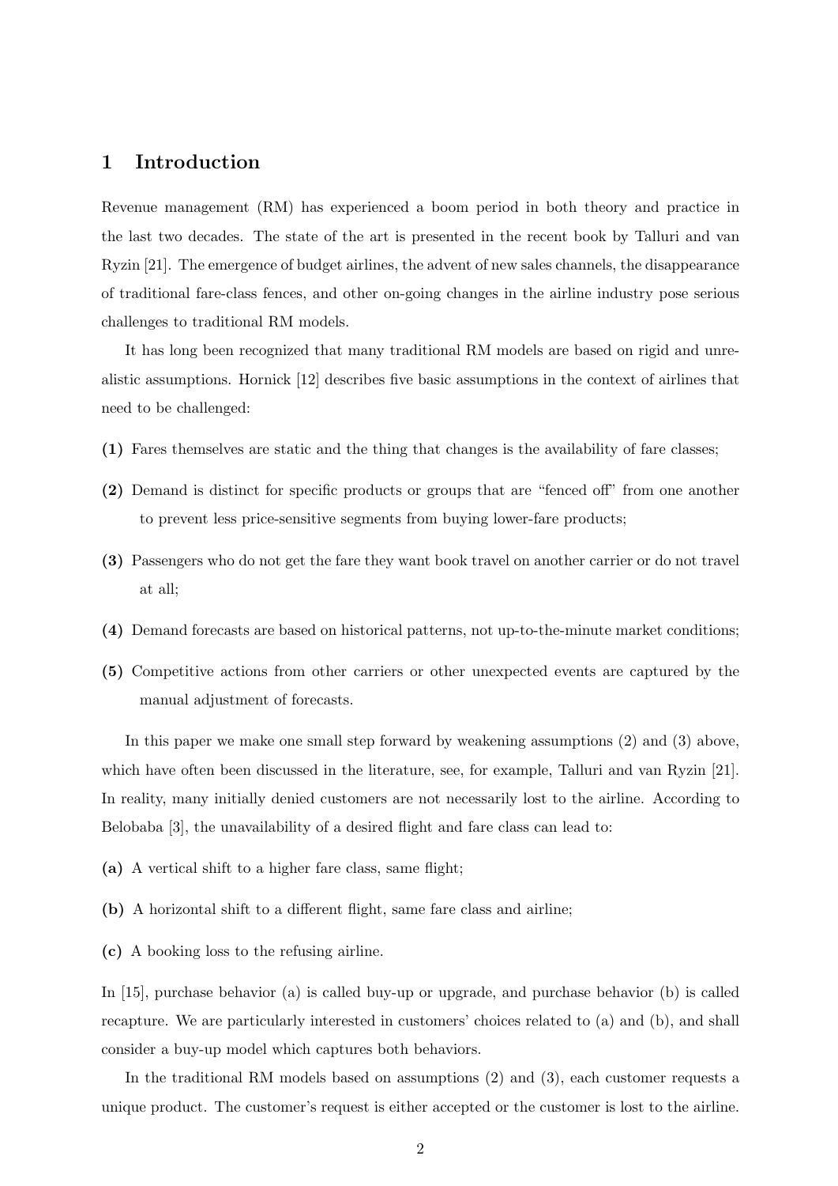## 1 Introduction

Revenue management (RM) has experienced a boom period in both theory and practice in the last two decades. The state of the art is presented in the recent book by Talluri and van Ryzin [21]. The emergence of budget airlines, the advent of new sales channels, the disappearance of traditional fare-class fences, and other on-going changes in the airline industry pose serious challenges to traditional RM models.

It has long been recognized that many traditional RM models are based on rigid and unrealistic assumptions. Hornick [12] describes five basic assumptions in the context of airlines that need to be challenged:

**(1)** Fares themselves are static and the thing that changes is the availability of fare classes;

**(2)** Demand is distinct for specific products or groups that are "fenced off" from one another to prevent less price-sensitive segments from buying lower-fare products;

**(3)** Passengers who do not get the fare they want book travel on another carrier or do not travel at all;

**(4)** Demand forecasts are based on historical patterns, not up-to-the-minute market conditions;

**(5)** Competitive actions from other carriers or other unexpected events are captured by the manual adjustment of forecasts.

In this paper we make one small step forward by weakening assumptions (2) and (3) above, which have often been discussed in the literature, see, for example, Talluri and van Ryzin [21]. In reality, many initially denied customers are not necessarily lost to the airline. According to Belobaba [3], the unavailability of a desired flight and fare class can lead to:

**(a)** A vertical shift to a higher fare class, same flight;

**(b)** A horizontal shift to a different flight, same fare class and airline;

**(c)** A booking loss to the refusing airline.

In [15], purchase behavior (a) is called buy-up or upgrade, and purchase behavior (b) is called recapture. We are particularly interested in customers' choices related to (a) and (b), and shall consider a buy-up model which captures both behaviors.

In the traditional RM models based on assumptions (2) and (3), each customer requests a unique product. The customer's request is either accepted or the customer is lost to the airline.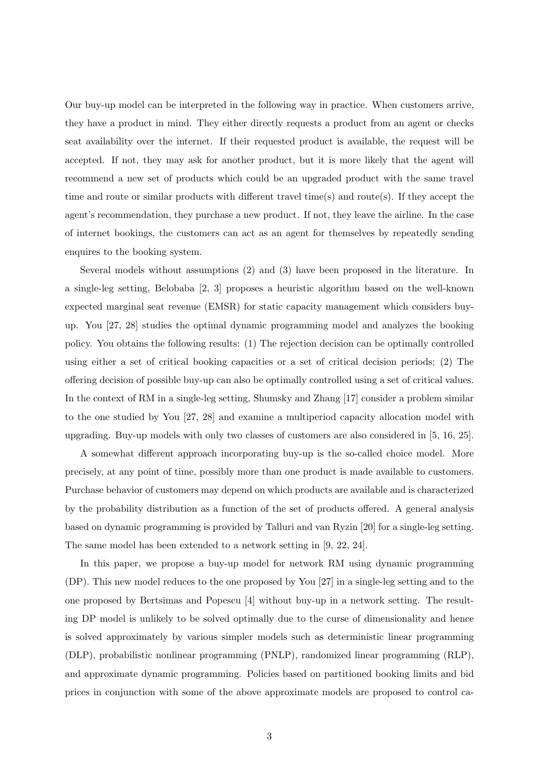Our buy-up model can be interpreted in the following way in practice. When customers arrive, they have a product in mind. They either directly requests a product from an agent or checks seat availability over the internet. If their requested product is available, the request will be accepted. If not, they may ask for another product, but it is more likely that the agent will recommend a new set of products which could be an upgraded product with the same travel time and route or similar products with different travel time(s) and route(s). If they accept the agent's recommendation, they purchase a new product. If not, they leave the airline. In the case of internet bookings, the customers can act as an agent for themselves by repeatedly sending enquires to the booking system.

Several models without assumptions (2) and (3) have been proposed in the literature. In a single-leg setting, Belobaba [2, 3] proposes a heuristic algorithm based on the well-known expected marginal seat revenue (EMSR) for static capacity management which considers buy-up. You [27, 28] studies the optimal dynamic programming model and analyzes the booking policy. You obtains the following results: (1) The rejection decision can be optimally controlled using either a set of critical booking capacities or a set of critical decision periods; (2) The offering decision of possible buy-up can also be optimally controlled using a set of critical values. In the context of RM in a single-leg setting, Shumsky and Zhang [17] consider a problem similar to the one studied by You [27, 28] and examine a multiperiod capacity allocation model with upgrading. Buy-up models with only two classes of customers are also considered in [5, 16, 25].

A somewhat different approach incorporating buy-up is the so-called choice model. More precisely, at any point of time, possibly more than one product is made available to customers. Purchase behavior of customers may depend on which products are available and is characterized by the probability distribution as a function of the set of products offered. A general analysis based on dynamic programming is provided by Talluri and van Ryzin [20] for a single-leg setting. The same model has been extended to a network setting in [9, 22, 24].

In this paper, we propose a buy-up model for network RM using dynamic programming (DP). This new model reduces to the one proposed by You [27] in a single-leg setting and to the one proposed by Bertsimas and Popescu [4] without buy-up in a network setting. The resulting DP model is unlikely to be solved optimally due to the curse of dimensionality and hence is solved approximately by various simpler models such as deterministic linear programming (DLP), probabilistic nonlinear programming (PNLP), randomized linear programming (RLP), and approximate dynamic programming. Policies based on partitioned booking limits and bid prices in conjunction with some of the above approximate models are proposed to control ca-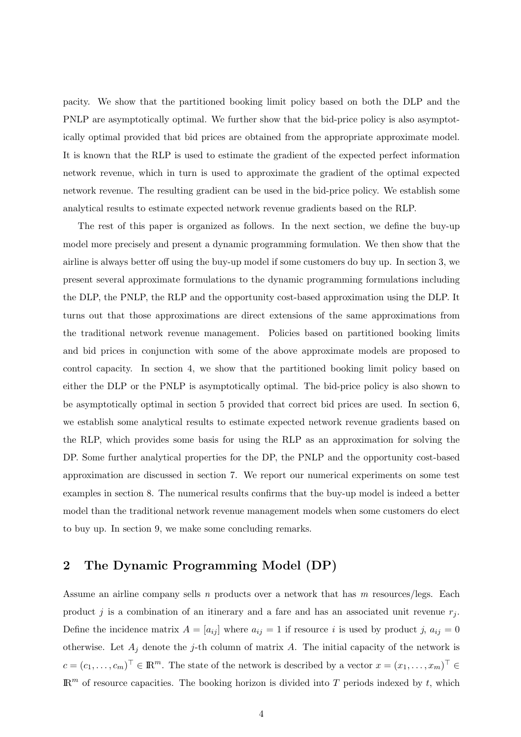pacity. We show that the partitioned booking limit policy based on both the DLP and the PNLP are asymptotically optimal. We further show that the bid-price policy is also asymptotically optimal provided that bid prices are obtained from the appropriate approximate model. It is known that the RLP is used to estimate the gradient of the expected perfect information network revenue, which in turn is used to approximate the gradient of the optimal expected network revenue. The resulting gradient can be used in the bid-price policy. We establish some analytical results to estimate expected network revenue gradients based on the RLP.

The rest of this paper is organized as follows. In the next section, we define the buy-up model more precisely and present a dynamic programming formulation. We then show that the airline is always better off using the buy-up model if some customers do buy up. In section 3, we present several approximate formulations to the dynamic programming formulations including the DLP, the PNLP, the RLP and the opportunity cost-based approximation using the DLP. It turns out that those approximations are direct extensions of the same approximations from the traditional network revenue management. Policies based on partitioned booking limits and bid prices in conjunction with some of the above approximate models are proposed to control capacity. In section 4, we show that the partitioned booking limit policy based on either the DLP or the PNLP is asymptotically optimal. The bid-price policy is also shown to be asymptotically optimal in section 5 provided that correct bid prices are used. In section 6, we establish some analytical results to estimate expected network revenue gradients based on the RLP, which provides some basis for using the RLP as an approximation for solving the DP. Some further analytical properties for the DP, the PNLP and the opportunity cost-based approximation are discussed in section 7. We report our numerical experiments on some test examples in section 8. The numerical results confirms that the buy-up model is indeed a better model than the traditional network revenue management models when some customers do elect to buy up. In section 9, we make some concluding remarks.

## 2 The Dynamic Programming Model (DP)

Assume an airline company sells $n$ products over a network that has $m$ resources/legs. Each product $j$ is a combination of an itinerary and a fare and has an associated unit revenue $r_j$. Define the incidence matrix $A = [a_{ij}]$ where $a_{ij} = 1$ if resource $i$ is used by product $j$, $a_{ij} = 0$ otherwise. Let $A_j$ denote the $j$-th column of matrix $A$. The initial capacity of the network is $c = (c_1, \ldots, c_m)^\top \in \mathbb{R}^m$. The state of the network is described by a vector $x = (x_1, \ldots, x_m)^\top \in \mathbb{R}^m$ of resource capacities. The booking horizon is divided into $T$ periods indexed by $t$, which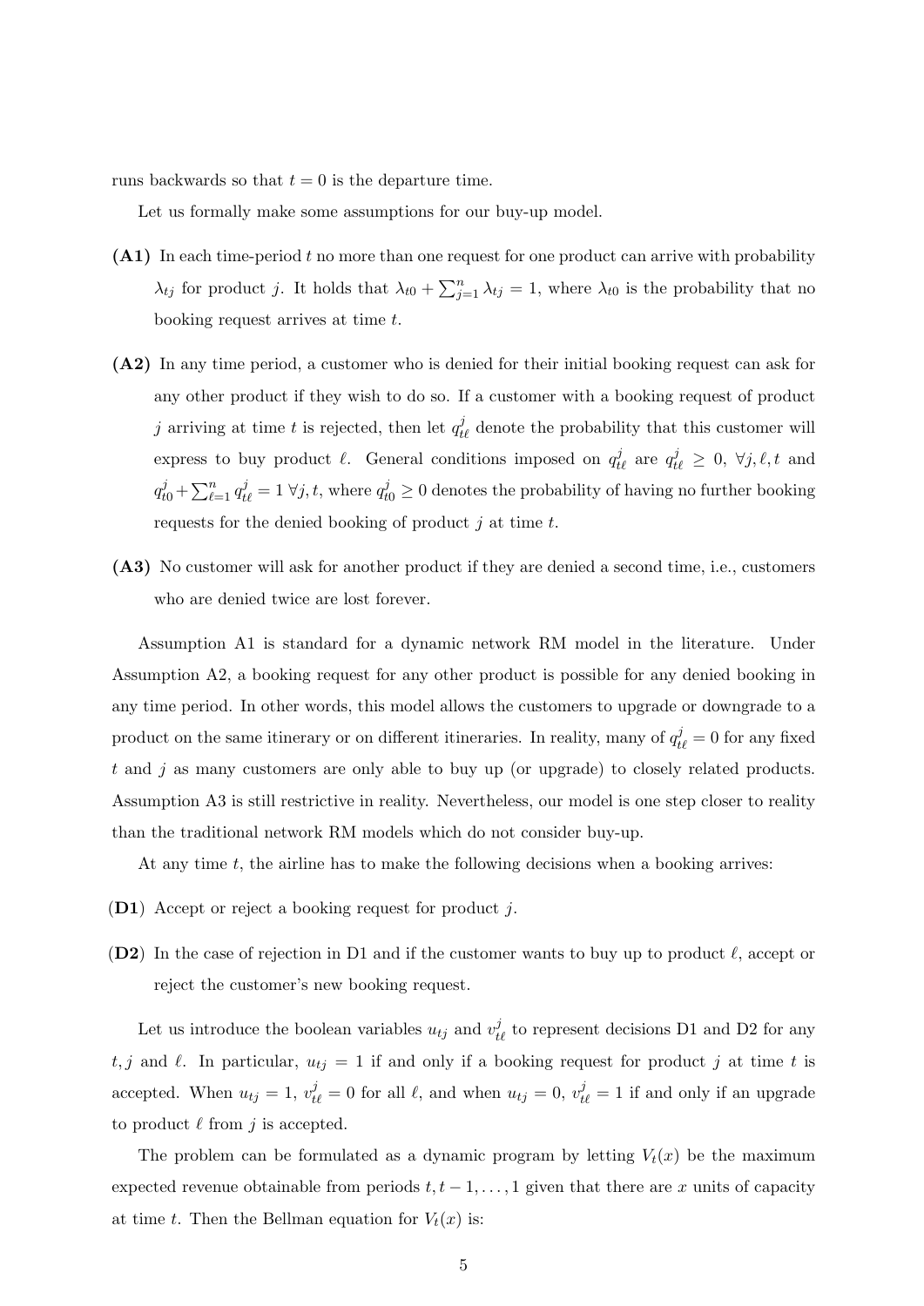runs backwards so that $t = 0$ is the departure time.

Let us formally make some assumptions for our buy-up model.

**(A1)** In each time-period $t$ no more than one request for one product can arrive with probability $\lambda_{tj}$ for product $j$. It holds that $\lambda_{t0} + \sum_{j=1}^{n} \lambda_{tj} = 1$, where $\lambda_{t0}$ is the probability that no booking request arrives at time $t$.

**(A2)** In any time period, a customer who is denied for their initial booking request can ask for any other product if they wish to do so. If a customer with a booking request of product $j$ arriving at time $t$ is rejected, then let $q^j_{t\ell}$ denote the probability that this customer will express to buy product $\ell$. General conditions imposed on $q^j_{t\ell}$ are $q^j_{t\ell} \geq 0$, $\forall j, \ell, t$ and $q^j_{t0} + \sum_{\ell=1}^{n} q^j_{t\ell} = 1$ $\forall j, t$, where $q^j_{t0} \geq 0$ denotes the probability of having no further booking requests for the denied booking of product $j$ at time $t$.

**(A3)** No customer will ask for another product if they are denied a second time, i.e., customers who are denied twice are lost forever.

Assumption A1 is standard for a dynamic network RM model in the literature. Under Assumption A2, a booking request for any other product is possible for any denied booking in any time period. In other words, this model allows the customers to upgrade or downgrade to a product on the same itinerary or on different itineraries. In reality, many of $q^j_{t\ell} = 0$ for any fixed $t$ and $j$ as many customers are only able to buy up (or upgrade) to closely related products. Assumption A3 is still restrictive in reality. Nevertheless, our model is one step closer to reality than the traditional network RM models which do not consider buy-up.

At any time $t$, the airline has to make the following decisions when a booking arrives:

(**D1**) Accept or reject a booking request for product $j$.

(**D2**) In the case of rejection in D1 and if the customer wants to buy up to product $\ell$, accept or reject the customer's new booking request.

Let us introduce the boolean variables $u_{tj}$ and $v^j_{t\ell}$ to represent decisions D1 and D2 for any $t, j$ and $\ell$. In particular, $u_{tj} = 1$ if and only if a booking request for product $j$ at time $t$ is accepted. When $u_{tj} = 1$, $v^j_{t\ell} = 0$ for all $\ell$, and when $u_{tj} = 0$, $v^j_{t\ell} = 1$ if and only if an upgrade to product $\ell$ from $j$ is accepted.

The problem can be formulated as a dynamic program by letting $V_t(x)$ be the maximum expected revenue obtainable from periods $t, t-1, \ldots, 1$ given that there are $x$ units of capacity at time $t$. Then the Bellman equation for $V_t(x)$ is: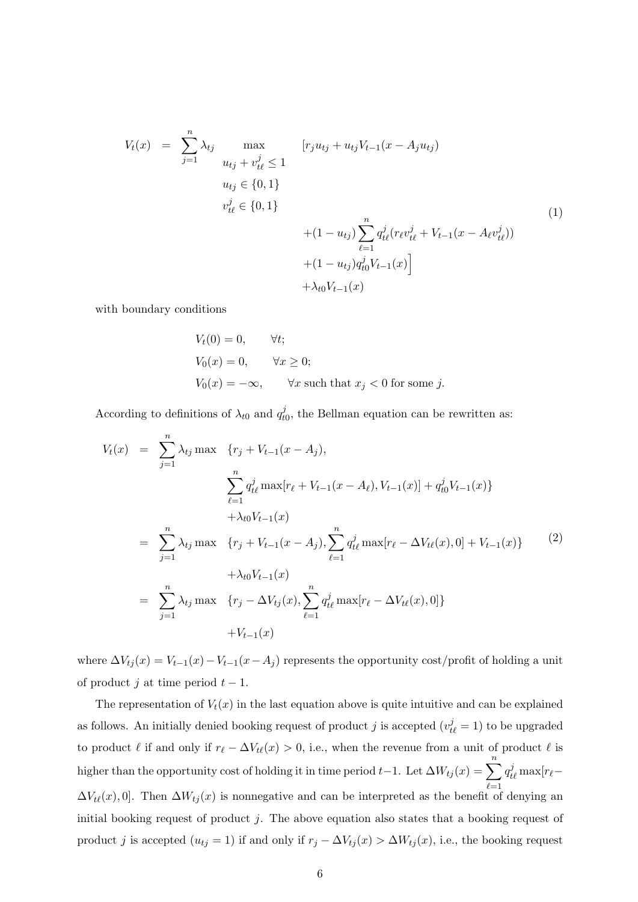$$
\begin{aligned}
V_t(x) \;=\; \sum_{j=1}^{n} \lambda_{tj} \max_{\substack{u_{tj} + v_{t\ell}^{j} \le 1 \\ u_{tj} \in \{0,1\} \\ v_{t\ell}^{j} \in \{0,1\}}} & \Big[ r_j u_{tj} + u_{tj} V_{t-1}(x - A_j u_{tj}) \\
& + (1 - u_{tj}) \sum_{\ell=1}^{n} q_{t\ell}^{j} (r_\ell v_{t\ell}^{j} + V_{t-1}(x - A_\ell v_{t\ell}^{j})) \\
& + (1 - u_{tj}) q_{t0}^{j} V_{t-1}(x) \Big] \\
& + \lambda_{t0} V_{t-1}(x)
\end{aligned}
\tag{1}
$$

with boundary conditions

$$
\begin{aligned}
& V_t(0) = 0, \qquad \forall t; \\
& V_0(x) = 0, \qquad \forall x \ge 0; \\
& V_0(x) = -\infty, \qquad \forall x \text{ such that } x_j < 0 \text{ for some } j.
\end{aligned}
$$

According to definitions of $\lambda_{t0}$ and $q_{t0}^{j}$, the Bellman equation can be rewritten as:

$$
\begin{aligned}
V_t(x) &= \sum_{j=1}^{n} \lambda_{tj} \max \Big\{ r_j + V_{t-1}(x - A_j), \\
&\qquad \sum_{\ell=1}^{n} q_{t\ell}^{j} \max[r_\ell + V_{t-1}(x - A_\ell), V_{t-1}(x)] + q_{t0}^{j} V_{t-1}(x) \Big\} \\
&\qquad + \lambda_{t0} V_{t-1}(x) \\
&= \sum_{j=1}^{n} \lambda_{tj} \max \Big\{ r_j + V_{t-1}(x - A_j), \sum_{\ell=1}^{n} q_{t\ell}^{j} \max[r_\ell - \Delta V_{t\ell}(x), 0] + V_{t-1}(x) \Big\} \\
&\qquad + \lambda_{t0} V_{t-1}(x) \\
&= \sum_{j=1}^{n} \lambda_{tj} \max \Big\{ r_j - \Delta V_{tj}(x), \sum_{\ell=1}^{n} q_{t\ell}^{j} \max[r_\ell - \Delta V_{t\ell}(x), 0] \Big\} \\
&\qquad + V_{t-1}(x)
\end{aligned}
\tag{2}
$$

where $\Delta V_{tj}(x) = V_{t-1}(x) - V_{t-1}(x - A_j)$ represents the opportunity cost/profit of holding a unit of product $j$ at time period $t-1$.

The representation of $V_t(x)$ in the last equation above is quite intuitive and can be explained as follows. An initially denied booking request of product $j$ is accepted ($v_{t\ell}^{j} = 1$) to be upgraded to product $\ell$ if and only if $r_\ell - \Delta V_{t\ell}(x) > 0$, i.e., when the revenue from a unit of product $\ell$ is higher than the opportunity cost of holding it in time period $t-1$. Let $\Delta W_{tj}(x) = \sum_{\ell=1}^{n} q_{t\ell}^{j} \max[r_\ell - \Delta V_{t\ell}(x), 0]$. Then $\Delta W_{tj}(x)$ is nonnegative and can be interpreted as the benefit of denying an initial booking request of product $j$. The above equation also states that a booking request of product $j$ is accepted ($u_{tj} = 1$) if and only if $r_j - \Delta V_{tj}(x) > \Delta W_{tj}(x)$, i.e., the booking request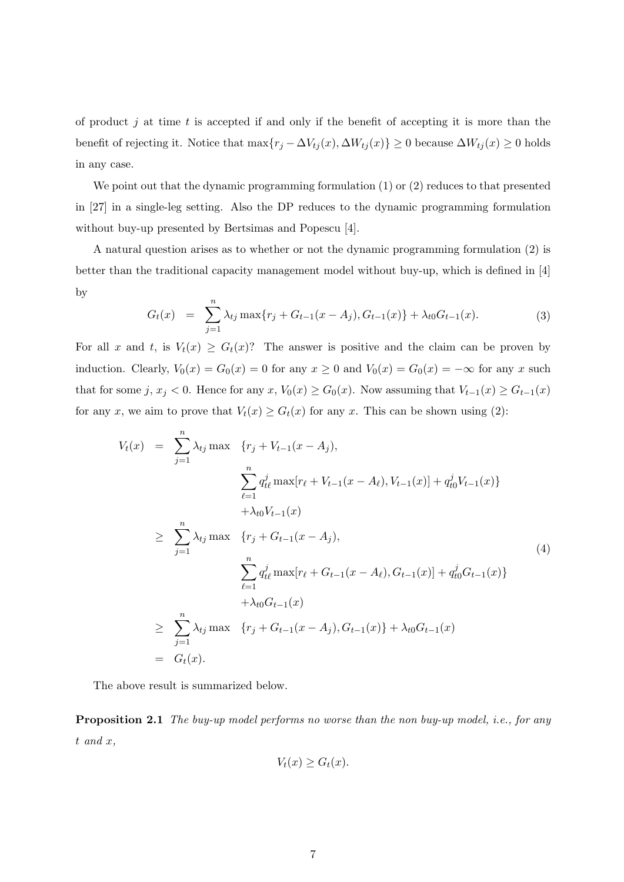of product $j$ at time $t$ is accepted if and only if the benefit of accepting it is more than the benefit of rejecting it. Notice that $\max\{r_j - \Delta V_{tj}(x), \Delta W_{tj}(x)\} \geq 0$ because $\Delta W_{tj}(x) \geq 0$ holds in any case.

We point out that the dynamic programming formulation (1) or (2) reduces to that presented in [27] in a single-leg setting. Also the DP reduces to the dynamic programming formulation without buy-up presented by Bertsimas and Popescu [4].

A natural question arises as to whether or not the dynamic programming formulation (2) is better than the traditional capacity management model without buy-up, which is defined in [4] by

$$G_t(x) \quad = \quad \sum_{j=1}^{n} \lambda_{tj} \max\{r_j + G_{t-1}(x - A_j), G_{t-1}(x)\} + \lambda_{t0} G_{t-1}(x). \tag{3}$$

For all $x$ and $t$, is $V_t(x) \geq G_t(x)$? The answer is positive and the claim can be proven by induction. Clearly, $V_0(x) = G_0(x) = 0$ for any $x \geq 0$ and $V_0(x) = G_0(x) = -\infty$ for any $x$ such that for some $j$, $x_j < 0$. Hence for any $x$, $V_0(x) \geq G_0(x)$. Now assuming that $V_{t-1}(x) \geq G_{t-1}(x)$ for any $x$, we aim to prove that $V_t(x) \geq G_t(x)$ for any $x$. This can be shown using (2):

$$\begin{aligned}
V_t(x) \quad &= \quad \sum_{j=1}^{n} \lambda_{tj} \max \quad \{r_j + V_{t-1}(x - A_j), \\
&\qquad\qquad \sum_{\ell=1}^{n} q_{t\ell}^{j} \max[r_\ell + V_{t-1}(x - A_\ell), V_{t-1}(x)] + q_{t0}^{j} V_{t-1}(x)\} \\
&\qquad\qquad + \lambda_{t0} V_{t-1}(x) \\
&\geq \quad \sum_{j=1}^{n} \lambda_{tj} \max \quad \{r_j + G_{t-1}(x - A_j), \\
&\qquad\qquad \sum_{\ell=1}^{n} q_{t\ell}^{j} \max[r_\ell + G_{t-1}(x - A_\ell), G_{t-1}(x)] + q_{t0}^{j} G_{t-1}(x)\} \\
&\qquad\qquad + \lambda_{t0} G_{t-1}(x) \\
&\geq \quad \sum_{j=1}^{n} \lambda_{tj} \max \quad \{r_j + G_{t-1}(x - A_j), G_{t-1}(x)\} + \lambda_{t0} G_{t-1}(x) \\
&= \quad G_t(x).
\end{aligned} \tag{4}$$

The above result is summarized below.

**Proposition 2.1** *The buy-up model performs no worse than the non buy-up model, i.e., for any $t$ and $x$,*

$$V_t(x) \geq G_t(x).$$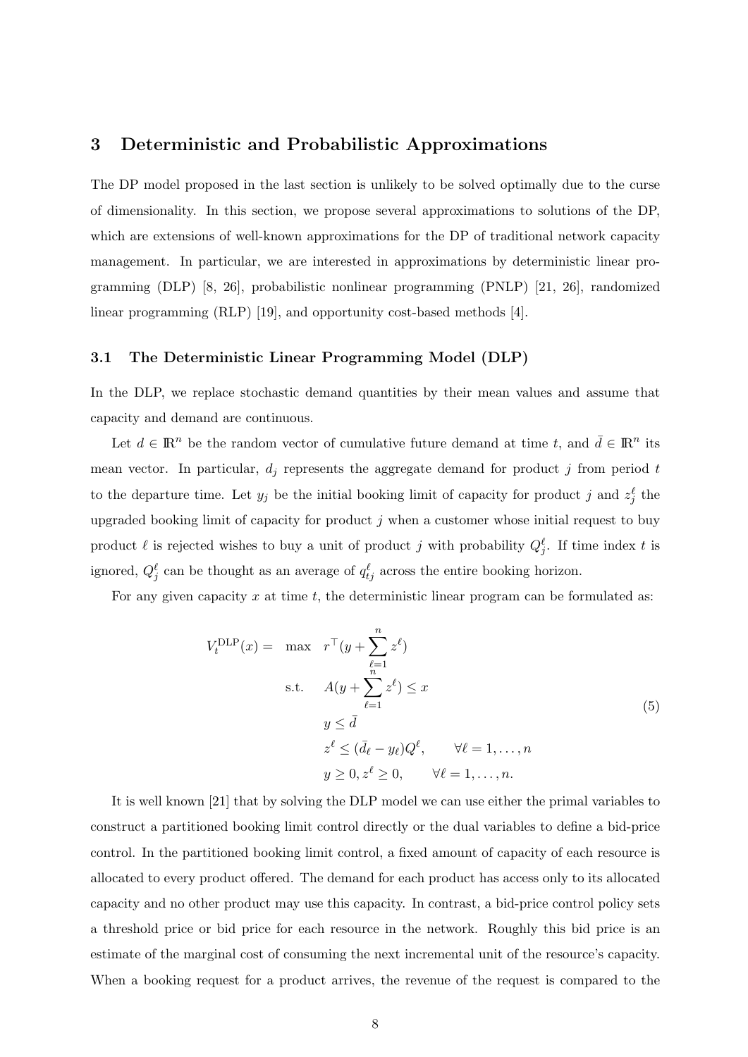## 3 Deterministic and Probabilistic Approximations

The DP model proposed in the last section is unlikely to be solved optimally due to the curse of dimensionality. In this section, we propose several approximations to solutions of the DP, which are extensions of well-known approximations for the DP of traditional network capacity management. In particular, we are interested in approximations by deterministic linear programming (DLP) [8, 26], probabilistic nonlinear programming (PNLP) [21, 26], randomized linear programming (RLP) [19], and opportunity cost-based methods [4].

### 3.1 The Deterministic Linear Programming Model (DLP)

In the DLP, we replace stochastic demand quantities by their mean values and assume that capacity and demand are continuous.

Let $d \in \mathbb{R}^n$ be the random vector of cumulative future demand at time $t$, and $\bar{d} \in \mathbb{R}^n$ its mean vector. In particular, $d_j$ represents the aggregate demand for product $j$ from period $t$ to the departure time. Let $y_j$ be the initial booking limit of capacity for product $j$ and $z_j^\ell$ the upgraded booking limit of capacity for product $j$ when a customer whose initial request to buy product $\ell$ is rejected wishes to buy a unit of product $j$ with probability $Q_j^\ell$. If time index $t$ is ignored, $Q_j^\ell$ can be thought as an average of $q_{tj}^\ell$ across the entire booking horizon.

For any given capacity $x$ at time $t$, the deterministic linear program can be formulated as:

$$
\begin{aligned}
V_t^{\text{DLP}}(x) = \quad \max \quad & r^\top (y + \sum_{\ell=1}^{n} z^\ell) \\
\text{s.t.} \quad & A(y + \sum_{\ell=1}^{n} z^\ell) \le x \\
& y \le \bar{d} \\
& z^\ell \le (\bar{d}_\ell - y_\ell) Q^\ell, \qquad \forall \ell = 1, \dots, n \\
& y \ge 0, z^\ell \ge 0, \qquad \forall \ell = 1, \dots, n.
\end{aligned}
\tag{5}
$$

It is well known [21] that by solving the DLP model we can use either the primal variables to construct a partitioned booking limit control directly or the dual variables to define a bid-price control. In the partitioned booking limit control, a fixed amount of capacity of each resource is allocated to every product offered. The demand for each product has access only to its allocated capacity and no other product may use this capacity. In contrast, a bid-price control policy sets a threshold price or bid price for each resource in the network. Roughly this bid price is an estimate of the marginal cost of consuming the next incremental unit of the resource's capacity. When a booking request for a product arrives, the revenue of the request is compared to the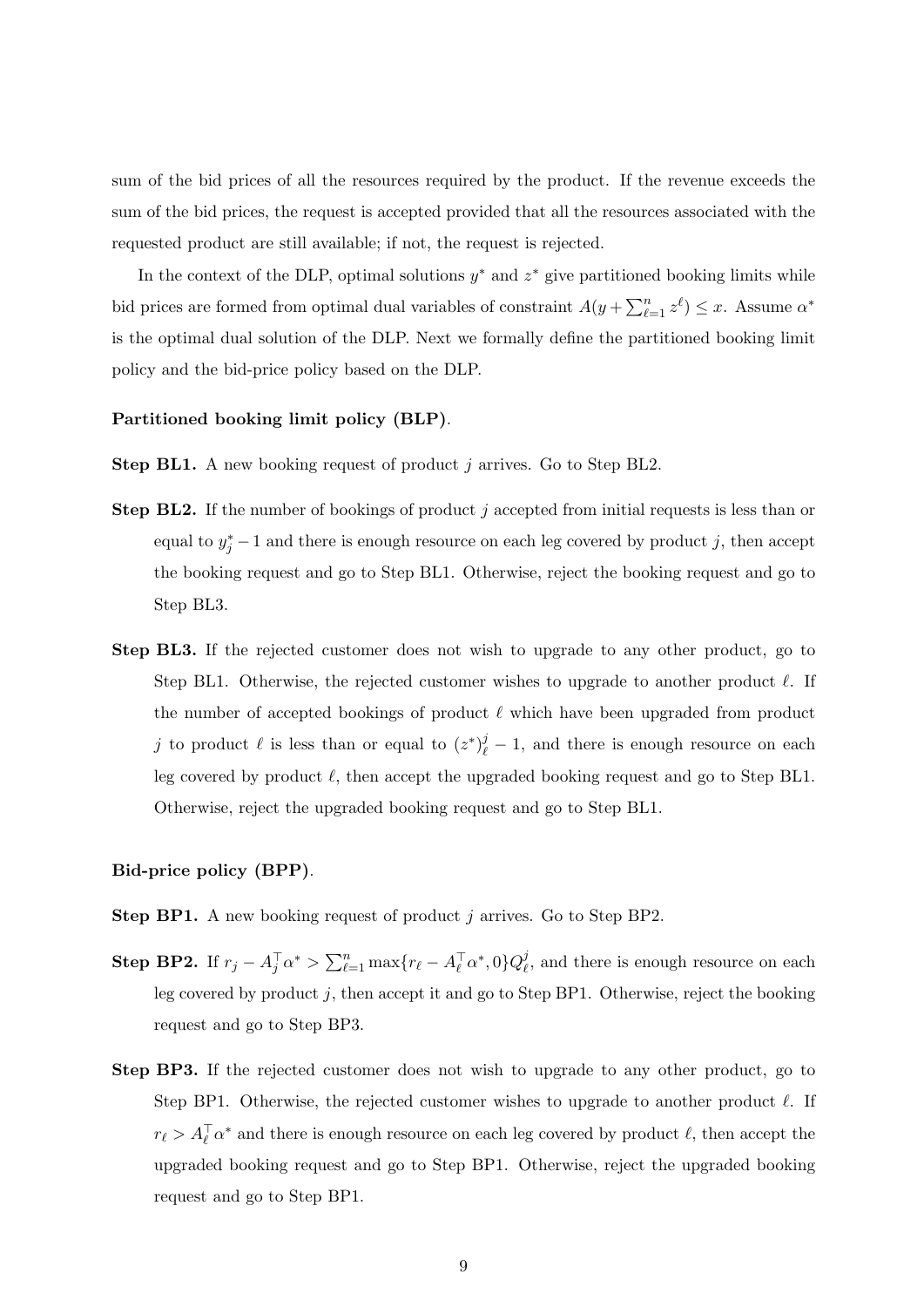sum of the bid prices of all the resources required by the product. If the revenue exceeds the sum of the bid prices, the request is accepted provided that all the resources associated with the requested product are still available; if not, the request is rejected.

In the context of the DLP, optimal solutions $y^*$ and $z^*$ give partitioned booking limits while bid prices are formed from optimal dual variables of constraint $A(y + \sum_{\ell=1}^n z^\ell) \leq x$. Assume $\alpha^*$ is the optimal dual solution of the DLP. Next we formally define the partitioned booking limit policy and the bid-price policy based on the DLP.

**Partitioned booking limit policy (BLP)**.

**Step BL1.** A new booking request of product $j$ arrives. Go to Step BL2.

**Step BL2.** If the number of bookings of product $j$ accepted from initial requests is less than or equal to $y_j^* - 1$ and there is enough resource on each leg covered by product $j$, then accept the booking request and go to Step BL1. Otherwise, reject the booking request and go to Step BL3.

**Step BL3.** If the rejected customer does not wish to upgrade to any other product, go to Step BL1. Otherwise, the rejected customer wishes to upgrade to another product $\ell$. If the number of accepted bookings of product $\ell$ which have been upgraded from product $j$ to product $\ell$ is less than or equal to $(z^*)_\ell^j - 1$, and there is enough resource on each leg covered by product $\ell$, then accept the upgraded booking request and go to Step BL1. Otherwise, reject the upgraded booking request and go to Step BL1.

**Bid-price policy (BPP)**.

**Step BP1.** A new booking request of product $j$ arrives. Go to Step BP2.

**Step BP2.** If $r_j - A_j^\top \alpha^* > \sum_{\ell=1}^n \max\{r_\ell - A_\ell^\top \alpha^*, 0\} Q_\ell^j$, and there is enough resource on each leg covered by product $j$, then accept it and go to Step BP1. Otherwise, reject the booking request and go to Step BP3.

**Step BP3.** If the rejected customer does not wish to upgrade to any other product, go to Step BP1. Otherwise, the rejected customer wishes to upgrade to another product $\ell$. If $r_\ell > A_\ell^\top \alpha^*$ and there is enough resource on each leg covered by product $\ell$, then accept the upgraded booking request and go to Step BP1. Otherwise, reject the upgraded booking request and go to Step BP1.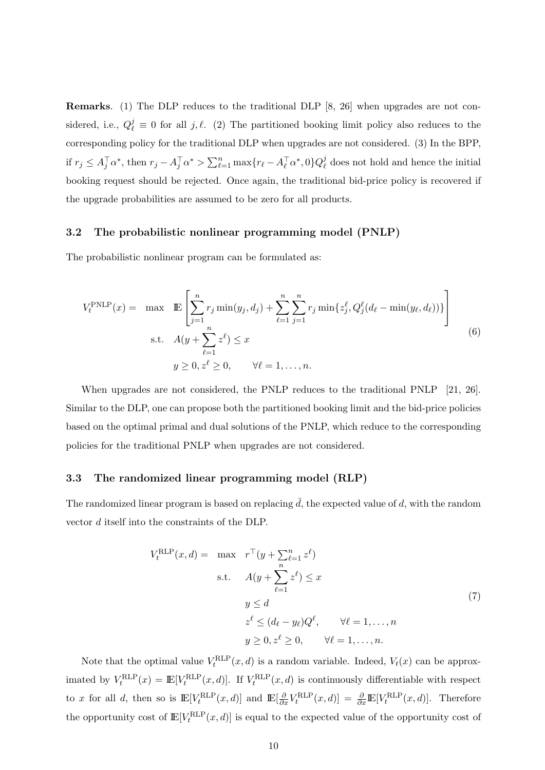**Remarks**. (1) The DLP reduces to the traditional DLP [8, 26] when upgrades are not considered, i.e., $Q^j_\ell \equiv 0$ for all $j, \ell$. (2) The partitioned booking limit policy also reduces to the corresponding policy for the traditional DLP when upgrades are not considered. (3) In the BPP, if $r_j \leq A_j^\top \alpha^*$, then $r_j - A_j^\top \alpha^* > \sum_{\ell=1}^n \max\{r_\ell - A_\ell^\top \alpha^*, 0\} Q^j_\ell$ does not hold and hence the initial booking request should be rejected. Once again, the traditional bid-price policy is recovered if the upgrade probabilities are assumed to be zero for all products.

### 3.2 The probabilistic nonlinear programming model (PNLP)

The probabilistic nonlinear program can be formulated as:

$$
\begin{aligned}
V_t^{\text{PNLP}}(x) = \quad \max \quad & \mathbb{E}\left[\sum_{j=1}^n r_j \min(y_j, d_j) + \sum_{\ell=1}^n \sum_{j=1}^n r_j \min\{z_j^\ell, Q_j^\ell(d_\ell - \min(y_\ell, d_\ell))\}\right] \\
\text{s.t.} \quad & A(y + \sum_{\ell=1}^n z^\ell) \leq x \\
& y \geq 0, z^\ell \geq 0, \qquad \forall \ell = 1, \ldots, n.
\end{aligned}
\tag{6}
$$

When upgrades are not considered, the PNLP reduces to the traditional PNLP [21, 26]. Similar to the DLP, one can propose both the partitioned booking limit and the bid-price policies based on the optimal primal and dual solutions of the PNLP, which reduce to the corresponding policies for the traditional PNLP when upgrades are not considered.

### 3.3 The randomized linear programming model (RLP)

The randomized linear program is based on replacing $\bar{d}$, the expected value of $d$, with the random vector $d$ itself into the constraints of the DLP.

$$
\begin{aligned}
V_t^{\text{RLP}}(x, d) = \quad \max \quad & r^\top(y + \textstyle\sum_{\ell=1}^n z^\ell) \\
\text{s.t.} \quad & A(y + \sum_{\ell=1}^n z^\ell) \leq x \\
& y \leq d \\
& z^\ell \leq (d_\ell - y_\ell) Q^\ell, \qquad \forall \ell = 1, \ldots, n \\
& y \geq 0, z^\ell \geq 0, \qquad \forall \ell = 1, \ldots, n.
\end{aligned}
\tag{7}
$$

Note that the optimal value $V_t^{\text{RLP}}(x, d)$ is a random variable. Indeed, $V_t(x)$ can be approximated by $V_t^{\text{RLP}}(x) = \mathbb{E}[V_t^{\text{RLP}}(x, d)]$. If $V_t^{\text{RLP}}(x, d)$ is continuously differentiable with respect to $x$ for all $d$, then so is $\mathbb{E}[V_t^{\text{RLP}}(x, d)]$ and $\mathbb{E}[\frac{\partial}{\partial x} V_t^{\text{RLP}}(x, d)] = \frac{\partial}{\partial x}\mathbb{E}[V_t^{\text{RLP}}(x, d)]$. Therefore the opportunity cost of $\mathbb{E}[V_t^{\text{RLP}}(x, d)]$ is equal to the expected value of the opportunity cost of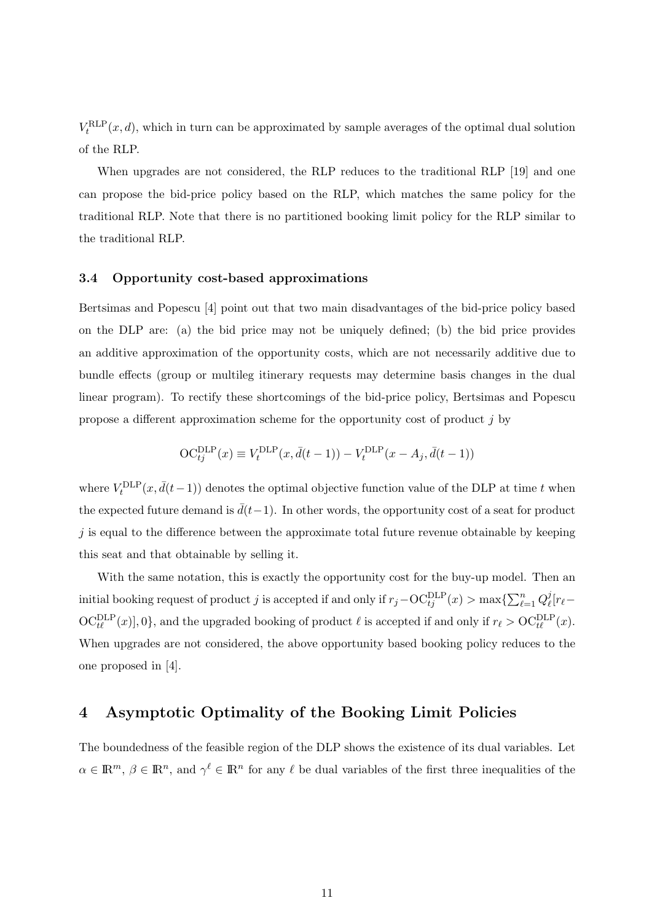$V_t^{\text{RLP}}(x, d)$, which in turn can be approximated by sample averages of the optimal dual solution of the RLP.

When upgrades are not considered, the RLP reduces to the traditional RLP [19] and one can propose the bid-price policy based on the RLP, which matches the same policy for the traditional RLP. Note that there is no partitioned booking limit policy for the RLP similar to the traditional RLP.

### 3.4 Opportunity cost-based approximations

Bertsimas and Popescu [4] point out that two main disadvantages of the bid-price policy based on the DLP are: (a) the bid price may not be uniquely defined; (b) the bid price provides an additive approximation of the opportunity costs, which are not necessarily additive due to bundle effects (group or multileg itinerary requests may determine basis changes in the dual linear program). To rectify these shortcomings of the bid-price policy, Bertsimas and Popescu propose a different approximation scheme for the opportunity cost of product $j$ by

$$\text{OC}_{tj}^{\text{DLP}}(x) \equiv V_t^{\text{DLP}}(x, \bar{d}(t-1)) - V_t^{\text{DLP}}(x - A_j, \bar{d}(t-1))$$

where $V_t^{\text{DLP}}(x, \bar{d}(t-1))$ denotes the optimal objective function value of the DLP at time $t$ when the expected future demand is $\bar{d}(t-1)$. In other words, the opportunity cost of a seat for product $j$ is equal to the difference between the approximate total future revenue obtainable by keeping this seat and that obtainable by selling it.

With the same notation, this is exactly the opportunity cost for the buy-up model. Then an initial booking request of product $j$ is accepted if and only if $r_j - \text{OC}_{tj}^{\text{DLP}}(x) > \max\{\sum_{\ell=1}^n Q_\ell^j [r_\ell - \text{OC}_{t\ell}^{\text{DLP}}(x)], 0\}$, and the upgraded booking of product $\ell$ is accepted if and only if $r_\ell > \text{OC}_{t\ell}^{\text{DLP}}(x)$. When upgrades are not considered, the above opportunity based booking policy reduces to the one proposed in [4].

## 4 Asymptotic Optimality of the Booking Limit Policies

The boundedness of the feasible region of the DLP shows the existence of its dual variables. Let $\alpha \in \mathbb{R}^m$, $\beta \in \mathbb{R}^n$, and $\gamma^\ell \in \mathbb{R}^n$ for any $\ell$ be dual variables of the first three inequalities of the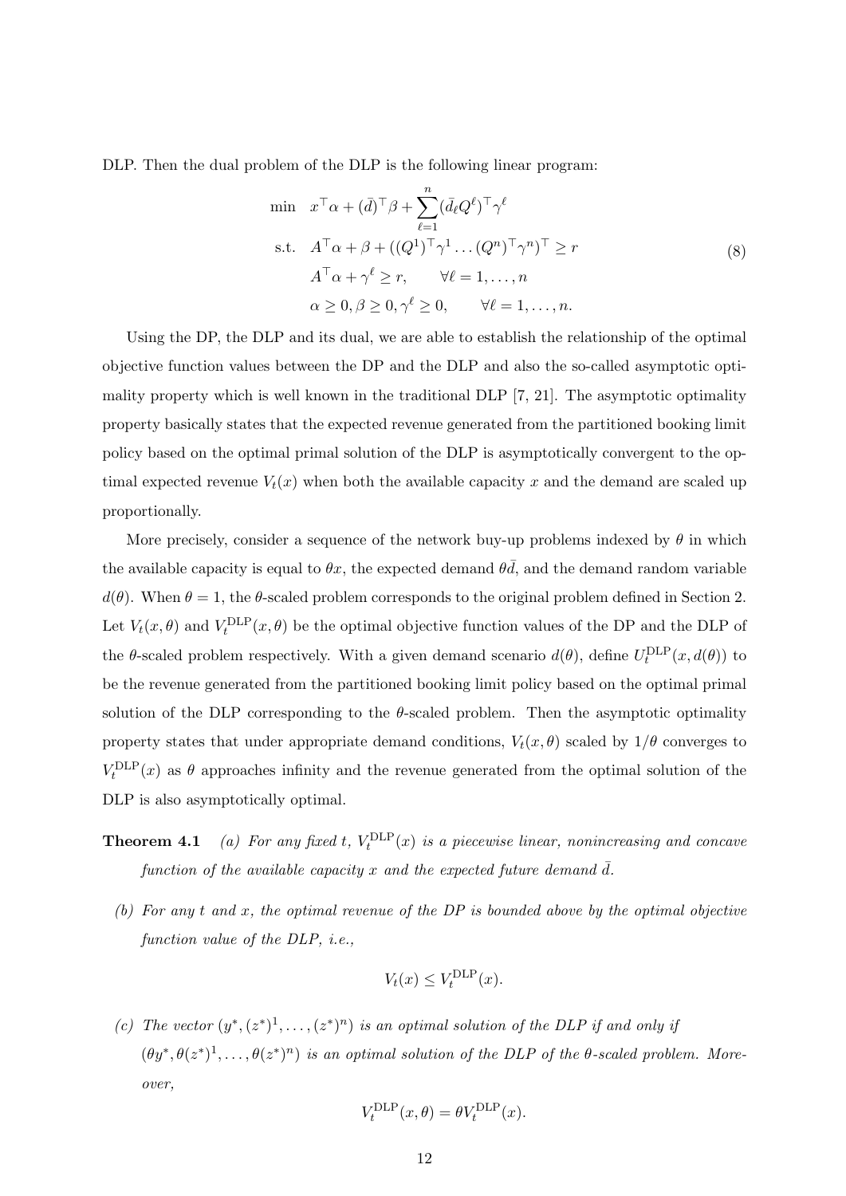DLP. Then the dual problem of the DLP is the following linear program:

$$
\begin{aligned}
\min \quad & x^\top \alpha + (\bar{d})^\top \beta + \sum_{\ell=1}^{n} (\bar{d}_\ell Q^\ell)^\top \gamma^\ell \\
\text{s.t.} \quad & A^\top \alpha + \beta + ((Q^1)^\top \gamma^1 \dots (Q^n)^\top \gamma^n)^\top \geq r \\
& A^\top \alpha + \gamma^\ell \geq r, \qquad \forall \ell = 1, \dots, n \\
& \alpha \geq 0, \beta \geq 0, \gamma^\ell \geq 0, \qquad \forall \ell = 1, \dots, n.
\end{aligned}
\tag{8}
$$

Using the DP, the DLP and its dual, we are able to establish the relationship of the optimal objective function values between the DP and the DLP and also the so-called asymptotic optimality property which is well known in the traditional DLP [7, 21]. The asymptotic optimality property basically states that the expected revenue generated from the partitioned booking limit policy based on the optimal primal solution of the DLP is asymptotically convergent to the optimal expected revenue $V_t(x)$ when both the available capacity $x$ and the demand are scaled up proportionally.

More precisely, consider a sequence of the network buy-up problems indexed by $\theta$ in which the available capacity is equal to $\theta x$, the expected demand $\theta \bar{d}$, and the demand random variable $d(\theta)$. When $\theta = 1$, the $\theta$-scaled problem corresponds to the original problem defined in Section 2. Let $V_t(x, \theta)$ and $V_t^{\text{DLP}}(x, \theta)$ be the optimal objective function values of the DP and the DLP of the $\theta$-scaled problem respectively. With a given demand scenario $d(\theta)$, define $U_t^{\text{DLP}}(x, d(\theta))$ to be the revenue generated from the partitioned booking limit policy based on the optimal primal solution of the DLP corresponding to the $\theta$-scaled problem. Then the asymptotic optimality property states that under appropriate demand conditions, $V_t(x, \theta)$ scaled by $1/\theta$ converges to $V_t^{\text{DLP}}(x)$ as $\theta$ approaches infinity and the revenue generated from the optimal solution of the DLP is also asymptotically optimal.

**Theorem 4.1** *(a) For any fixed $t$, $V_t^{\text{DLP}}(x)$ is a piecewise linear, nonincreasing and concave function of the available capacity $x$ and the expected future demand $\bar{d}$.*

*(b) For any $t$ and $x$, the optimal revenue of the DP is bounded above by the optimal objective function value of the DLP, i.e.,*

$$V_t(x) \leq V_t^{\text{DLP}}(x).$$

*(c) The vector $(y^*, (z^*)^1, \dots, (z^*)^n)$ is an optimal solution of the DLP if and only if $(\theta y^*, \theta (z^*)^1, \dots, \theta (z^*)^n)$ is an optimal solution of the DLP of the $\theta$-scaled problem. Moreover,*

$$V_t^{\text{DLP}}(x, \theta) = \theta V_t^{\text{DLP}}(x).$$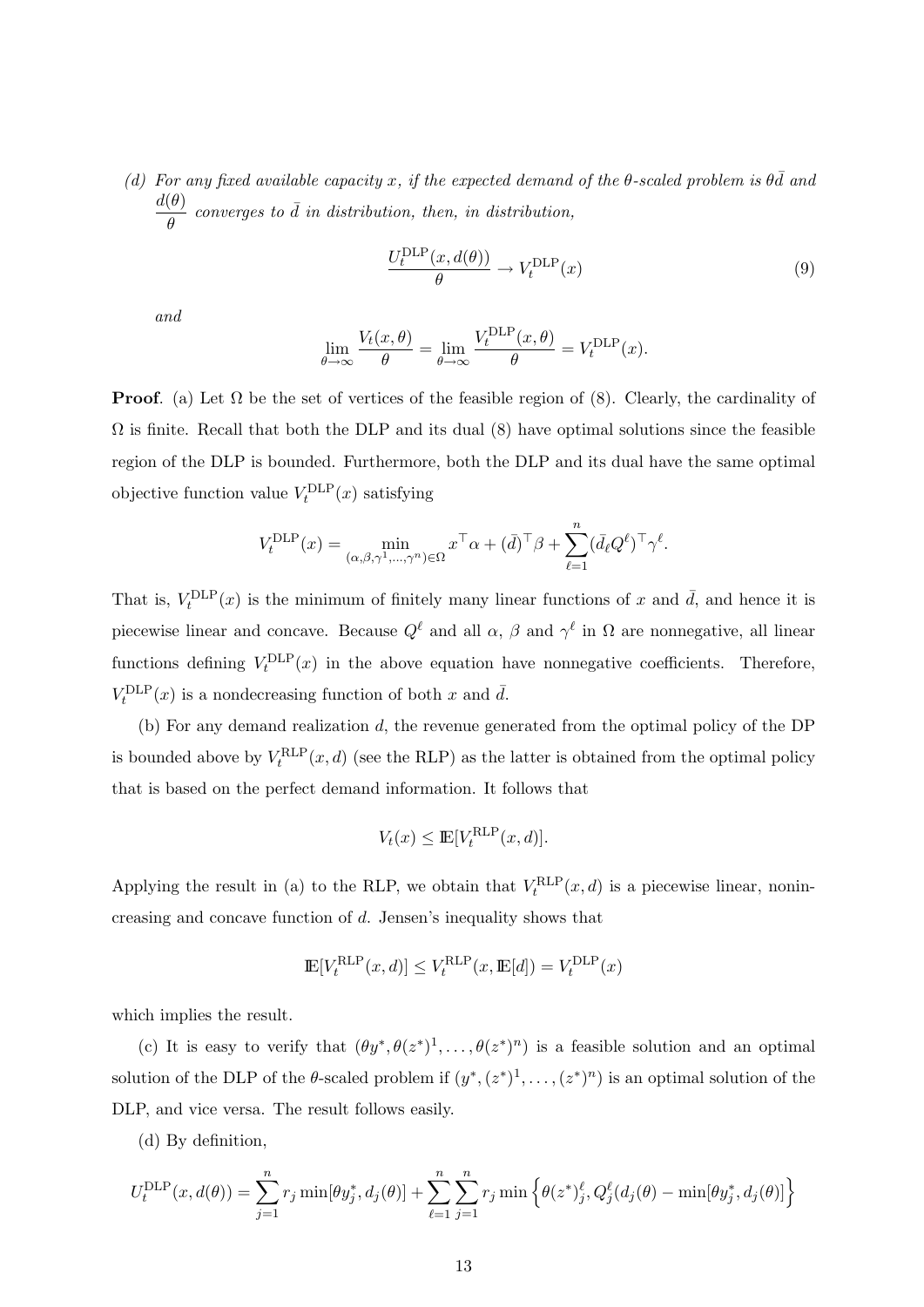*(d) For any fixed available capacity $x$, if the expected demand of the $\theta$-scaled problem is $\theta\bar{d}$ and $\frac{d(\theta)}{\theta}$ converges to $\bar{d}$ in distribution, then, in distribution,*

$$\frac{U_t^{\text{DLP}}(x, d(\theta))}{\theta} \to V_t^{\text{DLP}}(x) \tag{9}$$

*and*

$$\lim_{\theta\to\infty} \frac{V_t(x,\theta)}{\theta} = \lim_{\theta\to\infty} \frac{V_t^{\text{DLP}}(x,\theta)}{\theta} = V_t^{\text{DLP}}(x).$$

**Proof**. (a) Let $\Omega$ be the set of vertices of the feasible region of (8). Clearly, the cardinality of $\Omega$ is finite. Recall that both the DLP and its dual (8) have optimal solutions since the feasible region of the DLP is bounded. Furthermore, both the DLP and its dual have the same optimal objective function value $V_t^{\text{DLP}}(x)$ satisfying

$$V_t^{\text{DLP}}(x) = \min_{(\alpha,\beta,\gamma^1,\ldots,\gamma^n)\in\Omega} x^\top \alpha + (\bar{d})^\top \beta + \sum_{\ell=1}^{n} (\bar{d}_\ell Q^\ell)^\top \gamma^\ell.$$

That is, $V_t^{\text{DLP}}(x)$ is the minimum of finitely many linear functions of $x$ and $\bar{d}$, and hence it is piecewise linear and concave. Because $Q^\ell$ and all $\alpha$, $\beta$ and $\gamma^\ell$ in $\Omega$ are nonnegative, all linear functions defining $V_t^{\text{DLP}}(x)$ in the above equation have nonnegative coefficients. Therefore, $V_t^{\text{DLP}}(x)$ is a nondecreasing function of both $x$ and $\bar{d}$.

(b) For any demand realization $d$, the revenue generated from the optimal policy of the DP is bounded above by $V_t^{\text{RLP}}(x,d)$ (see the RLP) as the latter is obtained from the optimal policy that is based on the perfect demand information. It follows that

$$V_t(x) \leq \mathbb{E}[V_t^{\text{RLP}}(x,d)].$$

Applying the result in (a) to the RLP, we obtain that $V_t^{\text{RLP}}(x,d)$ is a piecewise linear, nonincreasing and concave function of $d$. Jensen's inequality shows that

$$\mathbb{E}[V_t^{\text{RLP}}(x,d)] \leq V_t^{\text{RLP}}(x, \mathbb{E}[d]) = V_t^{\text{DLP}}(x)$$

which implies the result.

(c) It is easy to verify that $(\theta y^*, \theta(z^*)^1, \ldots, \theta(z^*)^n)$ is a feasible solution and an optimal solution of the DLP of the $\theta$-scaled problem if $(y^*, (z^*)^1, \ldots, (z^*)^n)$ is an optimal solution of the DLP, and vice versa. The result follows easily.

(d) By definition,

$$U_t^{\text{DLP}}(x, d(\theta)) = \sum_{j=1}^{n} r_j \min[\theta y_j^*, d_j(\theta)] + \sum_{\ell=1}^{n}\sum_{j=1}^{n} r_j \min\left\{\theta(z^*)_j^\ell, Q_j^\ell(d_j(\theta) - \min[\theta y_j^*, d_j(\theta)]\right\}$$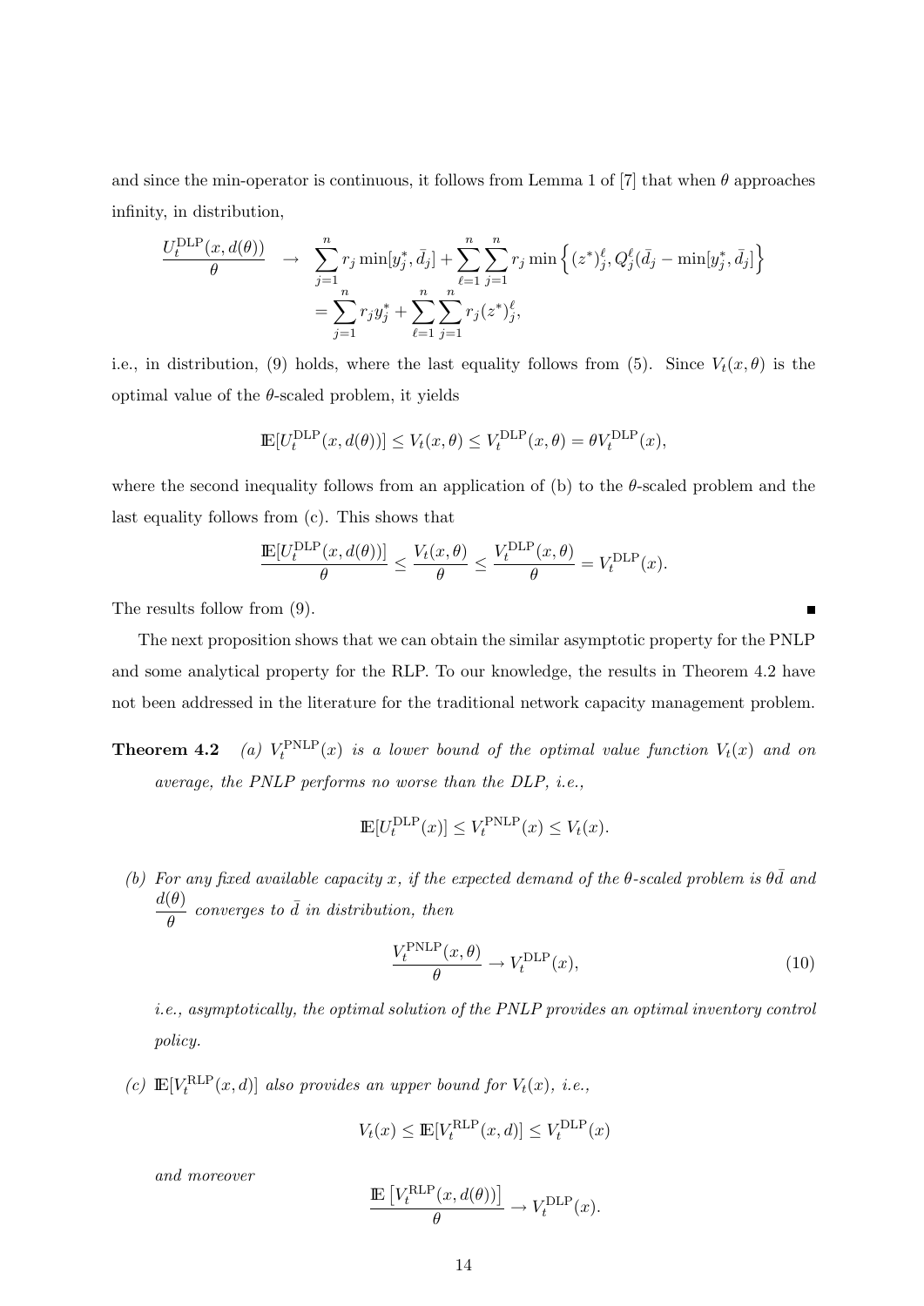and since the min-operator is continuous, it follows from Lemma 1 of [7] that when $\theta$ approaches infinity, in distribution,

$$
\begin{aligned}
\frac{U_t^{\mathrm{DLP}}(x, d(\theta))}{\theta} &\to \sum_{j=1}^{n} r_j \min[y_j^*, \bar{d}_j] + \sum_{\ell=1}^{n}\sum_{j=1}^{n} r_j \min\left\{(z^*)_j^\ell, Q_j^\ell(\bar{d}_j - \min[y_j^*, \bar{d}_j]\right\} \\
&= \sum_{j=1}^{n} r_j y_j^* + \sum_{\ell=1}^{n}\sum_{j=1}^{n} r_j (z^*)_j^\ell,
\end{aligned}
$$

i.e., in distribution, (9) holds, where the last equality follows from (5). Since $V_t(x, \theta)$ is the optimal value of the $\theta$-scaled problem, it yields

$$
\mathbb{E}[U_t^{\mathrm{DLP}}(x, d(\theta))] \le V_t(x, \theta) \le V_t^{\mathrm{DLP}}(x, \theta) = \theta V_t^{\mathrm{DLP}}(x),
$$

where the second inequality follows from an application of (b) to the $\theta$-scaled problem and the last equality follows from (c). This shows that

$$
\frac{\mathbb{E}[U_t^{\mathrm{DLP}}(x, d(\theta))]}{\theta} \le \frac{V_t(x, \theta)}{\theta} \le \frac{V_t^{\mathrm{DLP}}(x, \theta)}{\theta} = V_t^{\mathrm{DLP}}(x).
$$

The results follow from (9). ∎

The next proposition shows that we can obtain the similar asymptotic property for the PNLP and some analytical property for the RLP. To our knowledge, the results in Theorem 4.2 have not been addressed in the literature for the traditional network capacity management problem.

**Theorem 4.2** *(a) $V_t^{\mathrm{PNLP}}(x)$ is a lower bound of the optimal value function $V_t(x)$ and on average, the PNLP performs no worse than the DLP, i.e.,*

$$
\mathbb{E}[U_t^{\mathrm{DLP}}(x)] \le V_t^{\mathrm{PNLP}}(x) \le V_t(x).
$$

*(b) For any fixed available capacity $x$, if the expected demand of the $\theta$-scaled problem is $\theta\bar{d}$ and $\dfrac{d(\theta)}{\theta}$ converges to $\bar{d}$ in distribution, then*

$$
\frac{V_t^{\mathrm{PNLP}}(x, \theta)}{\theta} \to V_t^{\mathrm{DLP}}(x), \tag{10}
$$

*i.e., asymptotically, the optimal solution of the PNLP provides an optimal inventory control policy.*

*(c) $\mathbb{E}[V_t^{\mathrm{RLP}}(x, d)]$ also provides an upper bound for $V_t(x)$, i.e.,*

$$
V_t(x) \le \mathbb{E}[V_t^{\mathrm{RLP}}(x, d)] \le V_t^{\mathrm{DLP}}(x)
$$

*and moreover*

$$
\frac{\mathbb{E}\left[V_t^{\mathrm{RLP}}(x, d(\theta))\right]}{\theta} \to V_t^{\mathrm{DLP}}(x).
$$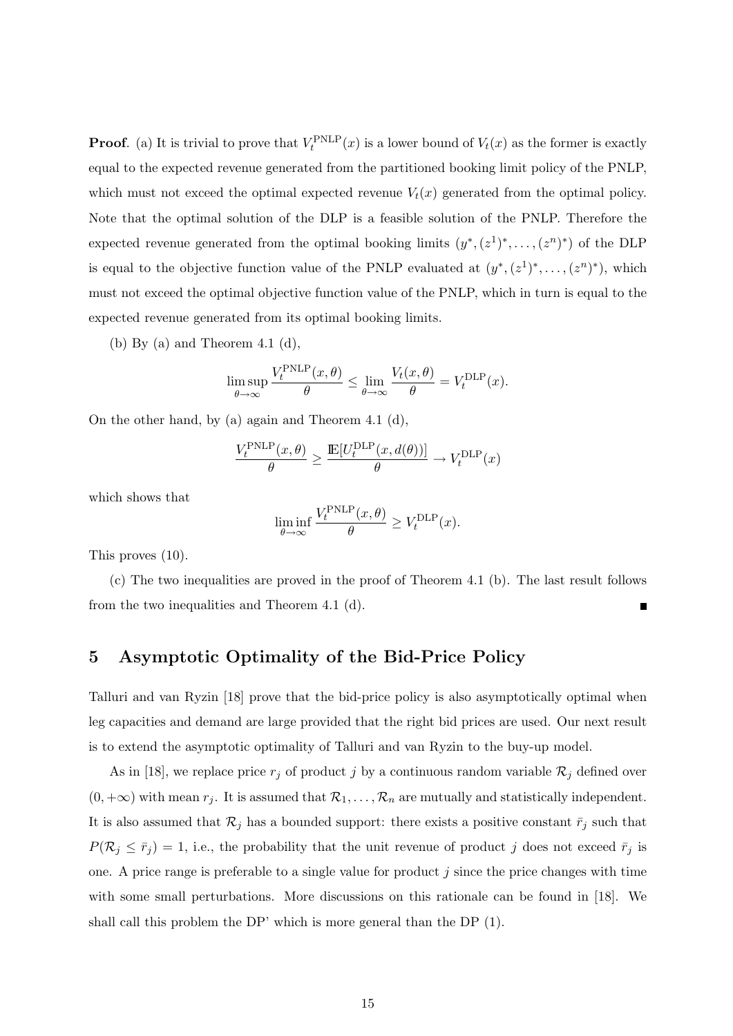**Proof**. (a) It is trivial to prove that $V_t^{\mathrm{PNLP}}(x)$ is a lower bound of $V_t(x)$ as the former is exactly equal to the expected revenue generated from the partitioned booking limit policy of the PNLP, which must not exceed the optimal expected revenue $V_t(x)$ generated from the optimal policy. Note that the optimal solution of the DLP is a feasible solution of the PNLP. Therefore the expected revenue generated from the optimal booking limits $(y^*, (z^1)^*, \ldots, (z^n)^*)$ of the DLP is equal to the objective function value of the PNLP evaluated at $(y^*, (z^1)^*, \ldots, (z^n)^*)$, which must not exceed the optimal objective function value of the PNLP, which in turn is equal to the expected revenue generated from its optimal booking limits.

(b) By (a) and Theorem 4.1 (d),

$$\limsup_{\theta \to \infty} \frac{V_t^{\mathrm{PNLP}}(x, \theta)}{\theta} \leq \lim_{\theta \to \infty} \frac{V_t(x, \theta)}{\theta} = V_t^{\mathrm{DLP}}(x).$$

On the other hand, by (a) again and Theorem 4.1 (d),

$$\frac{V_t^{\mathrm{PNLP}}(x, \theta)}{\theta} \geq \frac{\mathbb{E}[U_t^{\mathrm{DLP}}(x, d(\theta))]}{\theta} \to V_t^{\mathrm{DLP}}(x)$$

which shows that

$$\liminf_{\theta \to \infty} \frac{V_t^{\mathrm{PNLP}}(x, \theta)}{\theta} \geq V_t^{\mathrm{DLP}}(x).$$

This proves (10).

(c) The two inequalities are proved in the proof of Theorem 4.1 (b). The last result follows from the two inequalities and Theorem 4.1 (d). ■

# 5 Asymptotic Optimality of the Bid-Price Policy

Talluri and van Ryzin [18] prove that the bid-price policy is also asymptotically optimal when leg capacities and demand are large provided that the right bid prices are used. Our next result is to extend the asymptotic optimality of Talluri and van Ryzin to the buy-up model.

As in [18], we replace price $r_j$ of product $j$ by a continuous random variable $\mathcal{R}_j$ defined over $(0, +\infty)$ with mean $r_j$. It is assumed that $\mathcal{R}_1, \ldots, \mathcal{R}_n$ are mutually and statistically independent. It is also assumed that $\mathcal{R}_j$ has a bounded support: there exists a positive constant $\bar{r}_j$ such that $P(\mathcal{R}_j \leq \bar{r}_j) = 1$, i.e., the probability that the unit revenue of product $j$ does not exceed $\bar{r}_j$ is one. A price range is preferable to a single value for product $j$ since the price changes with time with some small perturbations. More discussions on this rationale can be found in [18]. We shall call this problem the DP' which is more general than the DP (1).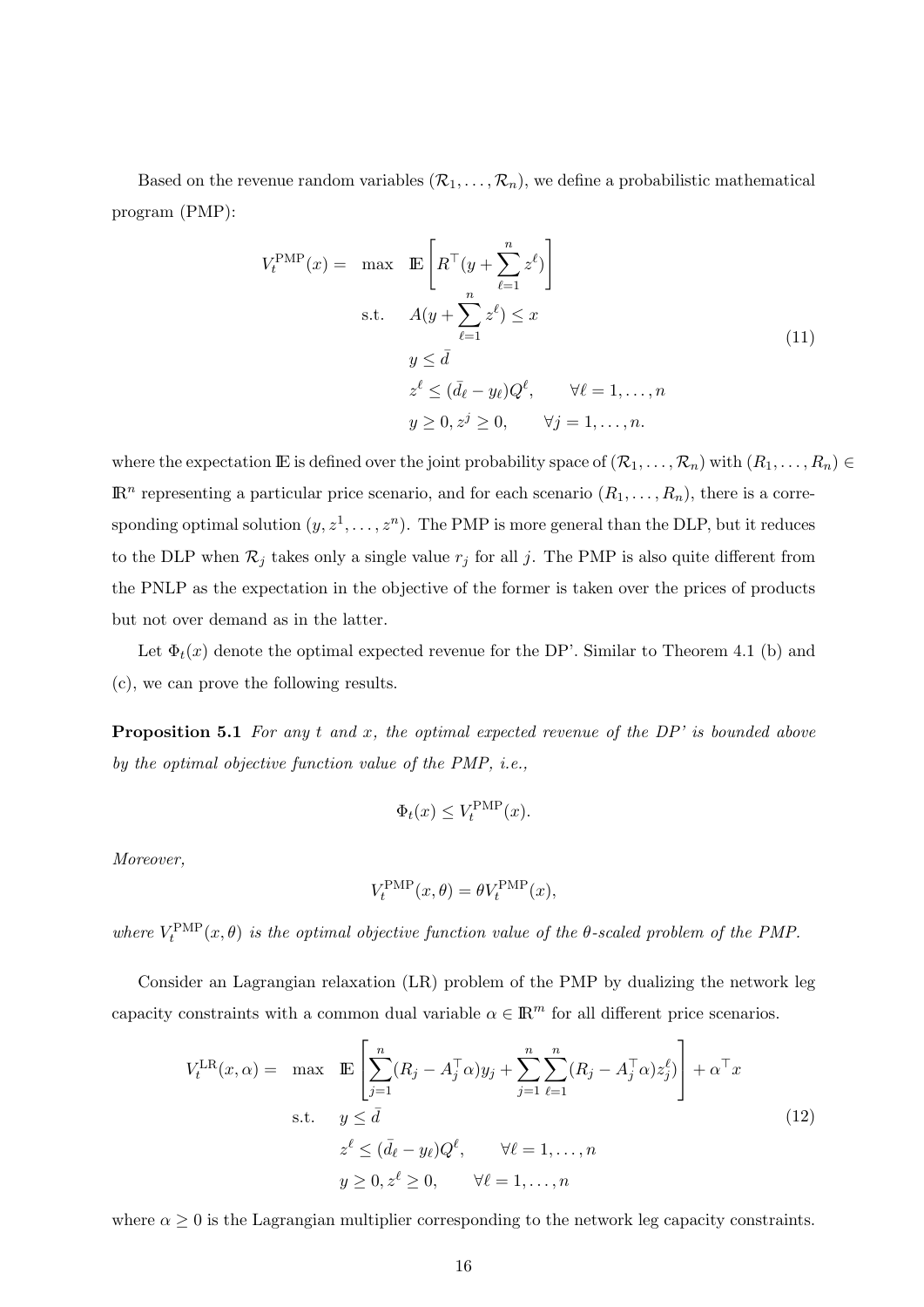Based on the revenue random variables $(\mathcal{R}_1, \ldots, \mathcal{R}_n)$, we define a probabilistic mathematical program (PMP):

$$
\begin{aligned}
V_t^{\mathrm{PMP}}(x) = \quad \max \quad & \mathbb{E}\left[R^\top (y + \sum_{\ell=1}^n z^\ell)\right] \\
\text{s.t.} \quad & A(y + \sum_{\ell=1}^n z^\ell) \le x \\
& y \le \bar{d} \\
& z^\ell \le (\bar{d}_\ell - y_\ell) Q^\ell, \qquad \forall \ell = 1, \ldots, n \\
& y \ge 0, z^j \ge 0, \qquad \forall j = 1, \ldots, n.
\end{aligned}
\tag{11}
$$

where the expectation $\mathbb{E}$ is defined over the joint probability space of $(\mathcal{R}_1, \ldots, \mathcal{R}_n)$ with $(R_1, \ldots, R_n) \in \mathbb{R}^n$ representing a particular price scenario, and for each scenario $(R_1, \ldots, R_n)$, there is a corresponding optimal solution $(y, z^1, \ldots, z^n)$. The PMP is more general than the DLP, but it reduces to the DLP when $\mathcal{R}_j$ takes only a single value $r_j$ for all $j$. The PMP is also quite different from the PNLP as the expectation in the objective of the former is taken over the prices of products but not over demand as in the latter.

Let $\Phi_t(x)$ denote the optimal expected revenue for the DP'. Similar to Theorem 4.1 (b) and (c), we can prove the following results.

**Proposition 5.1** *For any $t$ and $x$, the optimal expected revenue of the DP' is bounded above by the optimal objective function value of the PMP, i.e.,*

$$
\Phi_t(x) \le V_t^{\mathrm{PMP}}(x).
$$

*Moreover,*

$$
V_t^{\mathrm{PMP}}(x, \theta) = \theta V_t^{\mathrm{PMP}}(x),
$$

*where $V_t^{\mathrm{PMP}}(x, \theta)$ is the optimal objective function value of the $\theta$-scaled problem of the PMP.*

Consider an Lagrangian relaxation (LR) problem of the PMP by dualizing the network leg capacity constraints with a common dual variable $\alpha \in \mathbb{R}^m$ for all different price scenarios.

$$
\begin{aligned}
V_t^{\mathrm{LR}}(x, \alpha) = \quad \max \quad & \mathbb{E}\left[\sum_{j=1}^n (R_j - A_j^\top \alpha) y_j + \sum_{j=1}^n \sum_{\ell=1}^n (R_j - A_j^\top \alpha) z_j^\ell)\right] + \alpha^\top x \\
\text{s.t.} \quad & y \le \bar{d} \\
& z^\ell \le (\bar{d}_\ell - y_\ell) Q^\ell, \qquad \forall \ell = 1, \ldots, n \\
& y \ge 0, z^\ell \ge 0, \qquad \forall \ell = 1, \ldots, n
\end{aligned}
\tag{12}
$$

where $\alpha \ge 0$ is the Lagrangian multiplier corresponding to the network leg capacity constraints.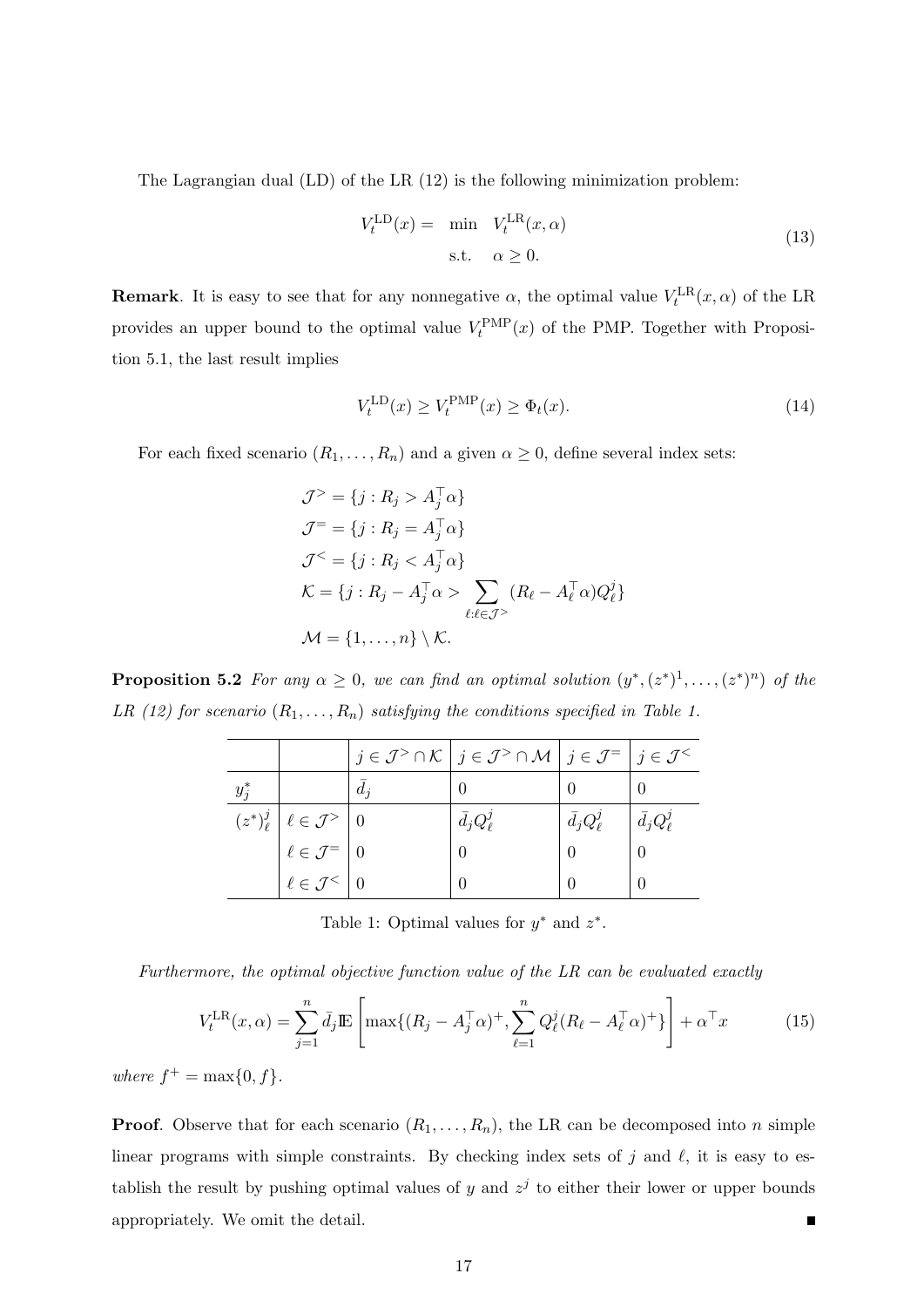The Lagrangian dual (LD) of the LR (12) is the following minimization problem:

$$
\begin{aligned}
V_t^{\mathrm{LD}}(x) = \quad & \min \quad V_t^{\mathrm{LR}}(x, \alpha) \\
& \text{s.t.} \quad \alpha \geq 0.
\end{aligned}
\tag{13}
$$

**Remark**. It is easy to see that for any nonnegative $\alpha$, the optimal value $V_t^{\mathrm{LR}}(x, \alpha)$ of the LR provides an upper bound to the optimal value $V_t^{\mathrm{PMP}}(x)$ of the PMP. Together with Proposition 5.1, the last result implies

$$
V_t^{\mathrm{LD}}(x) \geq V_t^{\mathrm{PMP}}(x) \geq \Phi_t(x). \tag{14}
$$

For each fixed scenario $(R_1, \ldots, R_n)$ and a given $\alpha \geq 0$, define several index sets:

$$
\begin{aligned}
&\mathcal{J}^{>} = \{j : R_j > A_j^\top \alpha\} \\
&\mathcal{J}^{=} = \{j : R_j = A_j^\top \alpha\} \\
&\mathcal{J}^{<} = \{j : R_j < A_j^\top \alpha\} \\
&\mathcal{K} = \{j : R_j - A_j^\top \alpha > \sum_{\ell : \ell \in \mathcal{J}^{>}} (R_\ell - A_\ell^\top \alpha) Q_\ell^j\} \\
&\mathcal{M} = \{1, \ldots, n\} \setminus \mathcal{K}.
\end{aligned}
$$

**Proposition 5.2** *For any $\alpha \geq 0$, we can find an optimal solution $(y^*, (z^*)^1, \ldots, (z^*)^n)$ of the LR (12) for scenario $(R_1, \ldots, R_n)$ satisfying the conditions specified in Table 1.*

| | | $j \in \mathcal{J}^{>} \cap \mathcal{K}$ | $j \in \mathcal{J}^{>} \cap \mathcal{M}$ | $j \in \mathcal{J}^{=}$ | $j \in \mathcal{J}^{<}$ |
|---|---|---|---|---|---|
| $y_j^*$ | | $\bar{d}_j$ | $0$ | $0$ | $0$ |
| $(z^*)_\ell^j$ | $\ell \in \mathcal{J}^{>}$ | $0$ | $\bar{d}_j Q_\ell^j$ | $\bar{d}_j Q_\ell^j$ | $\bar{d}_j Q_\ell^j$ |
| | $\ell \in \mathcal{J}^{=}$ | $0$ | $0$ | $0$ | $0$ |
| | $\ell \in \mathcal{J}^{<}$ | $0$ | $0$ | $0$ | $0$ |

Table 1: Optimal values for $y^*$ and $z^*$.

*Furthermore, the optimal objective function value of the LR can be evaluated exactly*

$$
V_t^{\mathrm{LR}}(x, \alpha) = \sum_{j=1}^n \bar{d}_j \mathbb{E}\left[\max\{(R_j - A_j^\top \alpha)^+, \sum_{\ell=1}^n Q_\ell^j (R_\ell - A_\ell^\top \alpha)^+\}\right] + \alpha^\top x \tag{15}
$$

*where $f^+ = \max\{0, f\}$.*

**Proof**. Observe that for each scenario $(R_1, \ldots, R_n)$, the LR can be decomposed into $n$ simple linear programs with simple constraints. By checking index sets of $j$ and $\ell$, it is easy to establish the result by pushing optimal values of $y$ and $z^j$ to either their lower or upper bounds appropriately. We omit the detail. ∎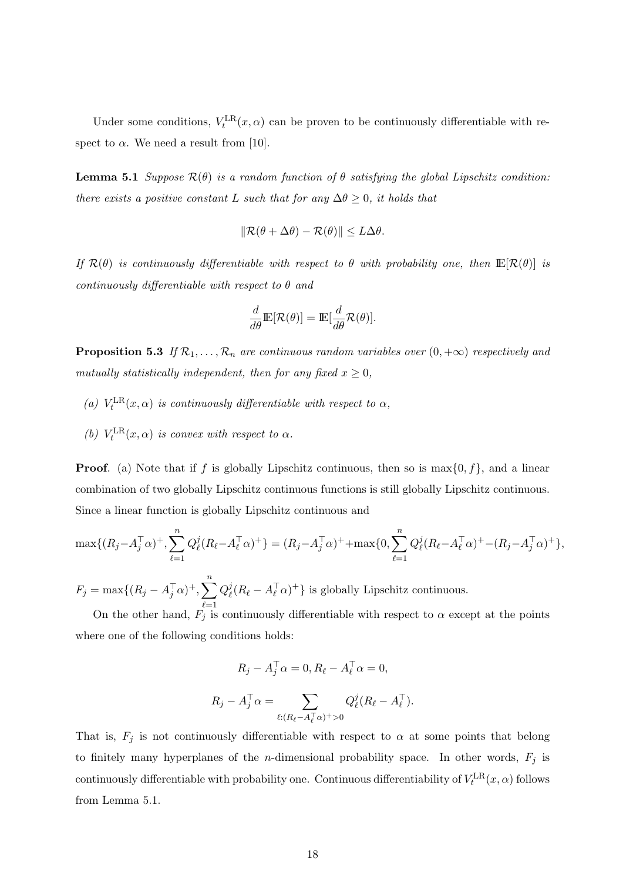Under some conditions, $V_t^{\mathrm{LR}}(x, \alpha)$ can be proven to be continuously differentiable with respect to $\alpha$. We need a result from [10].

**Lemma 5.1** *Suppose $\mathcal{R}(\theta)$ is a random function of $\theta$ satisfying the global Lipschitz condition: there exists a positive constant $L$ such that for any $\Delta\theta \geq 0$, it holds that*

$$\|\mathcal{R}(\theta + \Delta\theta) - \mathcal{R}(\theta)\| \leq L\Delta\theta.$$

*If $\mathcal{R}(\theta)$ is continuously differentiable with respect to $\theta$ with probability one, then $\mathbb{E}[\mathcal{R}(\theta)]$ is continuously differentiable with respect to $\theta$ and*

$$\frac{d}{d\theta}\mathbb{E}[\mathcal{R}(\theta)] = \mathbb{E}[\frac{d}{d\theta}\mathcal{R}(\theta)].$$

**Proposition 5.3** *If $\mathcal{R}_1, \ldots, \mathcal{R}_n$ are continuous random variables over $(0, +\infty)$ respectively and mutually statistically independent, then for any fixed $x \geq 0$,*

- *(a) $V_t^{\mathrm{LR}}(x, \alpha)$ is continuously differentiable with respect to $\alpha$,*
- *(b) $V_t^{\mathrm{LR}}(x, \alpha)$ is convex with respect to $\alpha$.*

**Proof**. (a) Note that if $f$ is globally Lipschitz continuous, then so is $\max\{0, f\}$, and a linear combination of two globally Lipschitz continuous functions is still globally Lipschitz continuous. Since a linear function is globally Lipschitz continuous and

$$\max\{(R_j - A_j^\top\alpha)^+, \sum_{\ell=1}^n Q_\ell^j(R_\ell - A_\ell^\top\alpha)^+\} = (R_j - A_j^\top\alpha)^+ + \max\{0, \sum_{\ell=1}^n Q_\ell^j(R_\ell - A_\ell^\top\alpha)^+ - (R_j - A_j^\top\alpha)^+\},$$

$F_j = \max\{(R_j - A_j^\top\alpha)^+, \sum_{\ell=1}^n Q_\ell^j(R_\ell - A_\ell^\top\alpha)^+\}$ is globally Lipschitz continuous.

On the other hand, $F_j$ is continuously differentiable with respect to $\alpha$ except at the points where one of the following conditions holds:

$$R_j - A_j^\top\alpha = 0, R_\ell - A_\ell^\top\alpha = 0,$$

$$R_j - A_j^\top\alpha = \sum_{\ell:(R_\ell - A_\ell^\top\alpha)^+ > 0} Q_\ell^j(R_\ell - A_\ell^\top).$$

That is, $F_j$ is not continuously differentiable with respect to $\alpha$ at some points that belong to finitely many hyperplanes of the $n$-dimensional probability space. In other words, $F_j$ is continuously differentiable with probability one. Continuous differentiability of $V_t^{\mathrm{LR}}(x, \alpha)$ follows from Lemma 5.1.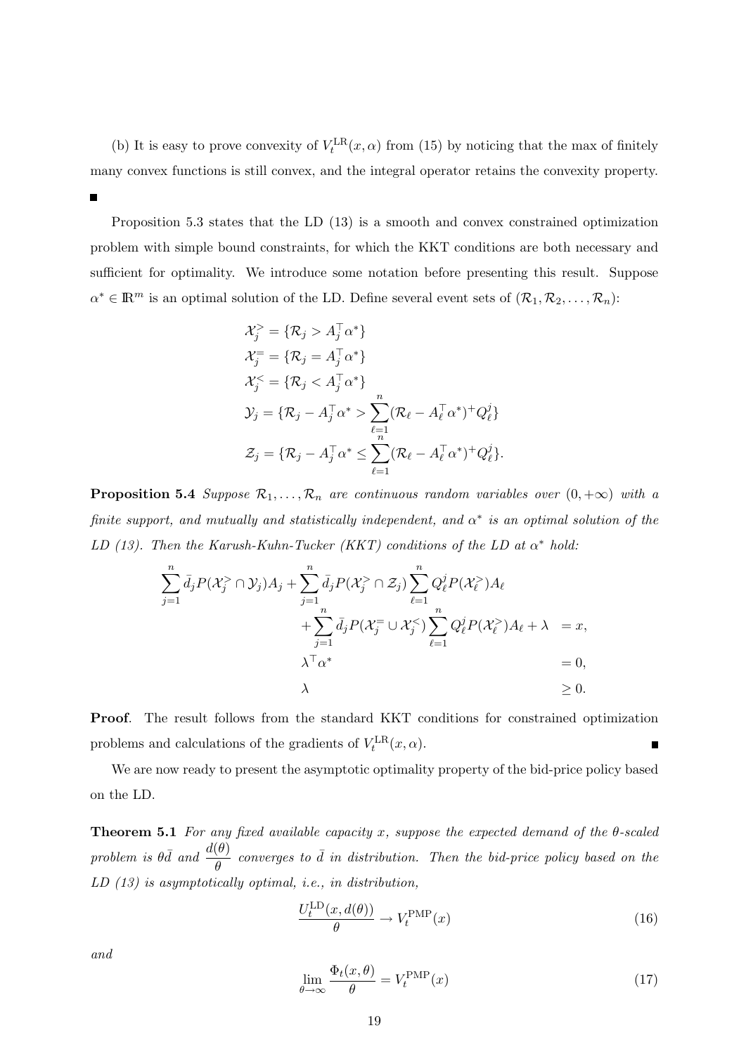(b) It is easy to prove convexity of $V_t^{\mathrm{LR}}(x,\alpha)$ from (15) by noticing that the max of finitely many convex functions is still convex, and the integral operator retains the convexity property. ∎

Proposition 5.3 states that the LD (13) is a smooth and convex constrained optimization problem with simple bound constraints, for which the KKT conditions are both necessary and sufficient for optimality. We introduce some notation before presenting this result. Suppose $\alpha^* \in \mathbb{R}^m$ is an optimal solution of the LD. Define several event sets of $(\mathcal{R}_1, \mathcal{R}_2, \ldots, \mathcal{R}_n)$:

$$
\begin{aligned}
\mathcal{X}_j^{>} &= \{\mathcal{R}_j > A_j^\top \alpha^*\} \\
\mathcal{X}_j^{=} &= \{\mathcal{R}_j = A_j^\top \alpha^*\} \\
\mathcal{X}_j^{<} &= \{\mathcal{R}_j < A_j^\top \alpha^*\} \\
\mathcal{Y}_j &= \{\mathcal{R}_j - A_j^\top \alpha^* > \sum_{\ell=1}^{n} (\mathcal{R}_\ell - A_\ell^\top \alpha^*)^+ Q_\ell^j\} \\
\mathcal{Z}_j &= \{\mathcal{R}_j - A_j^\top \alpha^* \leq \sum_{\ell=1}^{n} (\mathcal{R}_\ell - A_\ell^\top \alpha^*)^+ Q_\ell^j\}.
\end{aligned}
$$

**Proposition 5.4** *Suppose $\mathcal{R}_1, \ldots, \mathcal{R}_n$ are continuous random variables over $(0, +\infty)$ with a finite support, and mutually and statistically independent, and $\alpha^*$ is an optimal solution of the LD (13). Then the Karush-Kuhn-Tucker (KKT) conditions of the LD at $\alpha^*$ hold:*

$$
\begin{aligned}
\sum_{j=1}^{n} \bar{d}_j P(\mathcal{X}_j^{>} \cap \mathcal{Y}_j) A_j + \sum_{j=1}^{n} \bar{d}_j P(\mathcal{X}_j^{>} \cap \mathcal{Z}_j) \sum_{\ell=1}^{n} Q_\ell^j P(\mathcal{X}_\ell^{>}) A_\ell & \\
+ \sum_{j=1}^{n} \bar{d}_j P(\mathcal{X}_j^{=} \cup \mathcal{X}_j^{<}) \sum_{\ell=1}^{n} Q_\ell^j P(\mathcal{X}_\ell^{>}) A_\ell + \lambda &= x, \\
\lambda^\top \alpha^* &= 0, \\
\lambda &\geq 0.
\end{aligned}
$$

**Proof**. The result follows from the standard KKT conditions for constrained optimization problems and calculations of the gradients of $V_t^{\mathrm{LR}}(x,\alpha)$. ∎

We are now ready to present the asymptotic optimality property of the bid-price policy based on the LD.

**Theorem 5.1** *For any fixed available capacity $x$, suppose the expected demand of the $\theta$-scaled problem is $\theta \bar{d}$ and $\dfrac{d(\theta)}{\theta}$ converges to $\bar{d}$ in distribution. Then the bid-price policy based on the LD (13) is asymptotically optimal, i.e., in distribution,*

$$
\frac{U_t^{\mathrm{LD}}(x, d(\theta))}{\theta} \to V_t^{\mathrm{PMP}}(x) \tag{16}
$$

*and*

$$
\lim_{\theta \to \infty} \frac{\Phi_t(x,\theta)}{\theta} = V_t^{\mathrm{PMP}}(x) \tag{17}
$$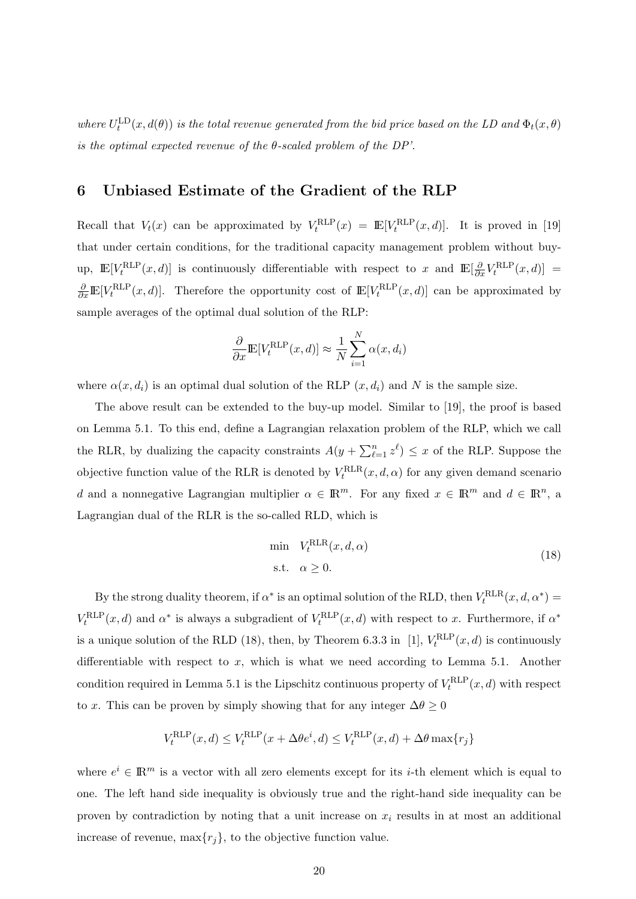*where $U_t^{\mathrm{LD}}(x, d(\theta))$ is the total revenue generated from the bid price based on the LD and $\Phi_t(x, \theta)$ is the optimal expected revenue of the $\theta$-scaled problem of the DP'.*

## 6 Unbiased Estimate of the Gradient of the RLP

Recall that $V_t(x)$ can be approximated by $V_t^{\mathrm{RLP}}(x) = \mathbb{E}[V_t^{\mathrm{RLP}}(x, d)]$. It is proved in [19] that under certain conditions, for the traditional capacity management problem without buy-up, $\mathbb{E}[V_t^{\mathrm{RLP}}(x, d)]$ is continuously differentiable with respect to $x$ and $\mathbb{E}[\frac{\partial}{\partial x} V_t^{\mathrm{RLP}}(x, d)] = \frac{\partial}{\partial x}\mathbb{E}[V_t^{\mathrm{RLP}}(x, d)]$. Therefore the opportunity cost of $\mathbb{E}[V_t^{\mathrm{RLP}}(x, d)]$ can be approximated by sample averages of the optimal dual solution of the RLP:

$$\frac{\partial}{\partial x}\mathbb{E}[V_t^{\mathrm{RLP}}(x, d)] \approx \frac{1}{N}\sum_{i=1}^{N} \alpha(x, d_i)$$

where $\alpha(x, d_i)$ is an optimal dual solution of the RLP $(x, d_i)$ and $N$ is the sample size.

The above result can be extended to the buy-up model. Similar to [19], the proof is based on Lemma 5.1. To this end, define a Lagrangian relaxation problem of the RLP, which we call the RLR, by dualizing the capacity constraints $A(y + \sum_{\ell=1}^{n} z^{\ell}) \le x$ of the RLP. Suppose the objective function value of the RLR is denoted by $V_t^{\mathrm{RLR}}(x, d, \alpha)$ for any given demand scenario $d$ and a nonnegative Lagrangian multiplier $\alpha \in \mathbb{R}^m$. For any fixed $x \in \mathbb{R}^m$ and $d \in \mathbb{R}^n$, a Lagrangian dual of the RLR is the so-called RLD, which is

$$\begin{aligned} \min \quad & V_t^{\mathrm{RLR}}(x, d, \alpha) \\ \text{s.t.} \quad & \alpha \ge 0. \end{aligned} \tag{18}$$

By the strong duality theorem, if $\alpha^*$ is an optimal solution of the RLD, then $V_t^{\mathrm{RLR}}(x, d, \alpha^*) = V_t^{\mathrm{RLP}}(x, d)$ and $\alpha^*$ is always a subgradient of $V_t^{\mathrm{RLP}}(x, d)$ with respect to $x$. Furthermore, if $\alpha^*$ is a unique solution of the RLD (18), then, by Theorem 6.3.3 in [1], $V_t^{\mathrm{RLP}}(x, d)$ is continuously differentiable with respect to $x$, which is what we need according to Lemma 5.1. Another condition required in Lemma 5.1 is the Lipschitz continuous property of $V_t^{\mathrm{RLP}}(x, d)$ with respect to $x$. This can be proven by simply showing that for any integer $\Delta\theta \ge 0$

$$V_t^{\mathrm{RLP}}(x, d) \le V_t^{\mathrm{RLP}}(x + \Delta\theta e^i, d) \le V_t^{\mathrm{RLP}}(x, d) + \Delta\theta \max\{r_j\}$$

where $e^i \in \mathbb{R}^m$ is a vector with all zero elements except for its $i$-th element which is equal to one. The left hand side inequality is obviously true and the right-hand side inequality can be proven by contradiction by noting that a unit increase on $x_i$ results in at most an additional increase of revenue, $\max\{r_j\}$, to the objective function value.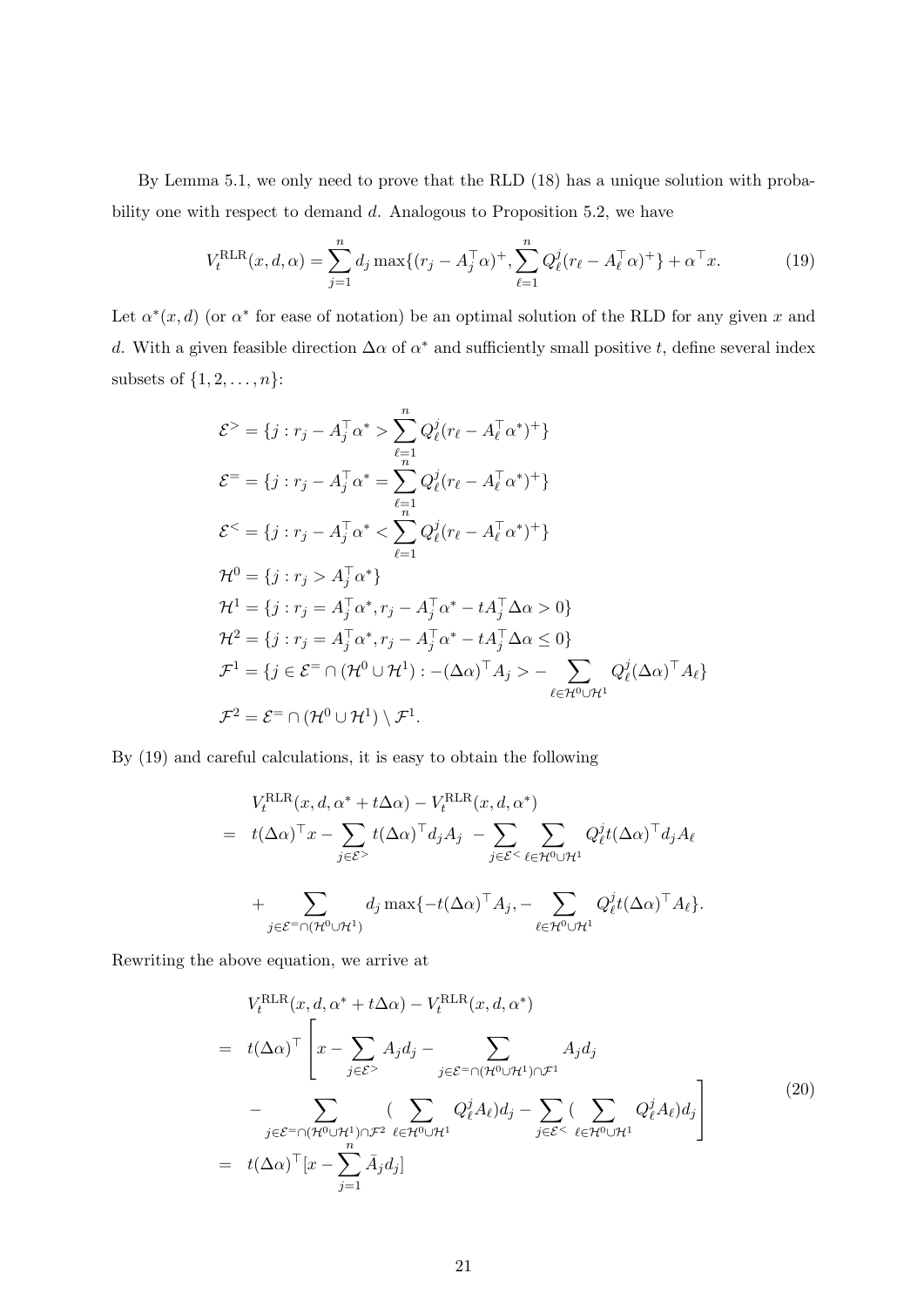By Lemma 5.1, we only need to prove that the RLD (18) has a unique solution with probability one with respect to demand $d$. Analogous to Proposition 5.2, we have

$$
V_t^{\mathrm{RLR}}(x,d,\alpha) = \sum_{j=1}^{n} d_j \max\{(r_j - A_j^\top \alpha)^+, \sum_{\ell=1}^{n} Q_\ell^j (r_\ell - A_\ell^\top \alpha)^+\} + \alpha^\top x. \tag{19}
$$

Let $\alpha^*(x,d)$ (or $\alpha^*$ for ease of notation) be an optimal solution of the RLD for any given $x$ and $d$. With a given feasible direction $\Delta\alpha$ of $\alpha^*$ and sufficiently small positive $t$, define several index subsets of $\{1,2,\ldots,n\}$:

$$
\begin{aligned}
\mathcal{E}^> &= \{j : r_j - A_j^\top \alpha^* > \sum_{\ell=1}^{n} Q_\ell^j (r_\ell - A_\ell^\top \alpha^*)^+\} \\
\mathcal{E}^= &= \{j : r_j - A_j^\top \alpha^* = \sum_{\ell=1}^{n} Q_\ell^j (r_\ell - A_\ell^\top \alpha^*)^+\} \\
\mathcal{E}^< &= \{j : r_j - A_j^\top \alpha^* < \sum_{\ell=1}^{n} Q_\ell^j (r_\ell - A_\ell^\top \alpha^*)^+\} \\
\mathcal{H}^0 &= \{j : r_j > A_j^\top \alpha^*\} \\
\mathcal{H}^1 &= \{j : r_j = A_j^\top \alpha^*, r_j - A_j^\top \alpha^* - tA_j^\top \Delta\alpha > 0\} \\
\mathcal{H}^2 &= \{j : r_j = A_j^\top \alpha^*, r_j - A_j^\top \alpha^* - tA_j^\top \Delta\alpha \le 0\} \\
\mathcal{F}^1 &= \{j \in \mathcal{E}^= \cap (\mathcal{H}^0 \cup \mathcal{H}^1) : -(\Delta\alpha)^\top A_j > -\sum_{\ell \in \mathcal{H}^0 \cup \mathcal{H}^1} Q_\ell^j (\Delta\alpha)^\top A_\ell\} \\
\mathcal{F}^2 &= \mathcal{E}^= \cap (\mathcal{H}^0 \cup \mathcal{H}^1) \setminus \mathcal{F}^1.
\end{aligned}
$$

By (19) and careful calculations, it is easy to obtain the following

$$
\begin{aligned}
& V_t^{\mathrm{RLR}}(x,d,\alpha^* + t\Delta\alpha) - V_t^{\mathrm{RLR}}(x,d,\alpha^*) \\
= \;& t(\Delta\alpha)^\top x - \sum_{j \in \mathcal{E}^>} t(\Delta\alpha)^\top d_j A_j - \sum_{j \in \mathcal{E}^<} \sum_{\ell \in \mathcal{H}^0 \cup \mathcal{H}^1} Q_\ell^j t(\Delta\alpha)^\top d_j A_\ell \\
& + \sum_{j \in \mathcal{E}^= \cap (\mathcal{H}^0 \cup \mathcal{H}^1)} d_j \max\{-t(\Delta\alpha)^\top A_j, -\sum_{\ell \in \mathcal{H}^0 \cup \mathcal{H}^1} Q_\ell^j t(\Delta\alpha)^\top A_\ell\}.
\end{aligned}
$$

Rewriting the above equation, we arrive at

$$
\begin{aligned}
& V_t^{\mathrm{RLR}}(x,d,\alpha^* + t\Delta\alpha) - V_t^{\mathrm{RLR}}(x,d,\alpha^*) \\
= \;& t(\Delta\alpha)^\top \Bigg[ x - \sum_{j \in \mathcal{E}^>} A_j d_j - \sum_{j \in \mathcal{E}^= \cap (\mathcal{H}^0 \cup \mathcal{H}^1) \cap \mathcal{F}^1} A_j d_j \\
& - \sum_{j \in \mathcal{E}^= \cap (\mathcal{H}^0 \cup \mathcal{H}^1) \cap \mathcal{F}^2} (\sum_{\ell \in \mathcal{H}^0 \cup \mathcal{H}^1} Q_\ell^j A_\ell) d_j - \sum_{j \in \mathcal{E}^<} (\sum_{\ell \in \mathcal{H}^0 \cup \mathcal{H}^1} Q_\ell^j A_\ell) d_j \Bigg] \\
= \;& t(\Delta\alpha)^\top [x - \sum_{j=1}^{n} \bar{A}_j d_j]
\end{aligned} \tag{20}
$$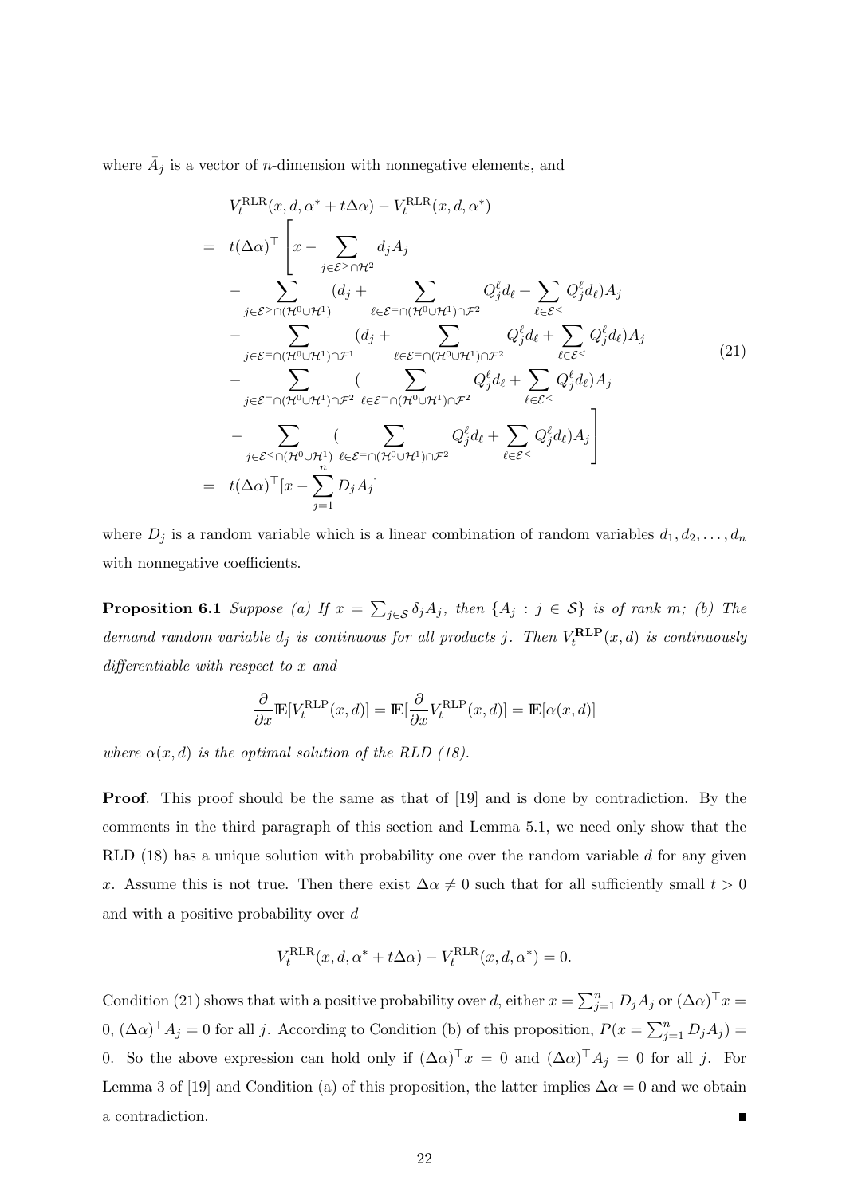where $\bar{A}_j$ is a vector of $n$-dimension with nonnegative elements, and

$$
\begin{aligned}
& V_t^{\mathrm{RLR}}(x, d, \alpha^* + t\Delta\alpha) - V_t^{\mathrm{RLR}}(x, d, \alpha^*) \\
= \;& t(\Delta\alpha)^\top \Bigg[ x - \sum_{j \in \mathcal{E}^> \cap \mathcal{H}^2} d_j A_j \\
& - \sum_{j \in \mathcal{E}^> \cap (\mathcal{H}^0 \cup \mathcal{H}^1)} (d_j + \sum_{\ell \in \mathcal{E}^= \cap (\mathcal{H}^0 \cup \mathcal{H}^1) \cap \mathcal{F}^2} Q_j^\ell d_\ell + \sum_{\ell \in \mathcal{E}^<} Q_j^\ell d_\ell) A_j \\
& - \sum_{j \in \mathcal{E}^= \cap (\mathcal{H}^0 \cup \mathcal{H}^1) \cap \mathcal{F}^1} (d_j + \sum_{\ell \in \mathcal{E}^= \cap (\mathcal{H}^0 \cup \mathcal{H}^1) \cap \mathcal{F}^2} Q_j^\ell d_\ell + \sum_{\ell \in \mathcal{E}^<} Q_j^\ell d_\ell) A_j \\
& - \sum_{j \in \mathcal{E}^= \cap (\mathcal{H}^0 \cup \mathcal{H}^1) \cap \mathcal{F}^2} ( \sum_{\ell \in \mathcal{E}^= \cap (\mathcal{H}^0 \cup \mathcal{H}^1) \cap \mathcal{F}^2} Q_j^\ell d_\ell + \sum_{\ell \in \mathcal{E}^<} Q_j^\ell d_\ell) A_j \\
& - \sum_{j \in \mathcal{E}^< \cap (\mathcal{H}^0 \cup \mathcal{H}^1)} ( \sum_{\ell \in \mathcal{E}^= \cap (\mathcal{H}^0 \cup \mathcal{H}^1) \cap \mathcal{F}^2} Q_j^\ell d_\ell + \sum_{\ell \in \mathcal{E}^<} Q_j^\ell d_\ell) A_j \Bigg] \\
= \;& t(\Delta\alpha)^\top [x - \sum_{j=1}^n D_j A_j]
\end{aligned}
\tag{21}
$$

where $D_j$ is a random variable which is a linear combination of random variables $d_1, d_2, \ldots, d_n$ with nonnegative coefficients.

**Proposition 6.1** *Suppose (a) If $x = \sum_{j \in \mathcal{S}} \delta_j A_j$, then $\{A_j : j \in \mathcal{S}\}$ is of rank $m$; (b) The demand random variable $d_j$ is continuous for all products $j$. Then $V_t^{\mathbf{RLP}}(x, d)$ is continuously differentiable with respect to $x$ and*

$$\frac{\partial}{\partial x} \mathbb{E}[V_t^{\mathrm{RLP}}(x, d)] = \mathbb{E}[\frac{\partial}{\partial x} V_t^{\mathrm{RLP}}(x, d)] = \mathbb{E}[\alpha(x, d)]$$

*where $\alpha(x, d)$ is the optimal solution of the RLD (18).*

**Proof**. This proof should be the same as that of [19] and is done by contradiction. By the comments in the third paragraph of this section and Lemma 5.1, we need only show that the RLD (18) has a unique solution with probability one over the random variable $d$ for any given $x$. Assume this is not true. Then there exist $\Delta\alpha \neq 0$ such that for all sufficiently small $t > 0$ and with a positive probability over $d$

$$V_t^{\mathrm{RLR}}(x, d, \alpha^* + t\Delta\alpha) - V_t^{\mathrm{RLR}}(x, d, \alpha^*) = 0.$$

Condition (21) shows that with a positive probability over $d$, either $x = \sum_{j=1}^n D_j A_j$ or $(\Delta\alpha)^\top x = 0$, $(\Delta\alpha)^\top A_j = 0$ for all $j$. According to Condition (b) of this proposition, $P(x = \sum_{j=1}^n D_j A_j) = 0$. So the above expression can hold only if $(\Delta\alpha)^\top x = 0$ and $(\Delta\alpha)^\top A_j = 0$ for all $j$. For Lemma 3 of [19] and Condition (a) of this proposition, the latter implies $\Delta\alpha = 0$ and we obtain a contradiction. ∎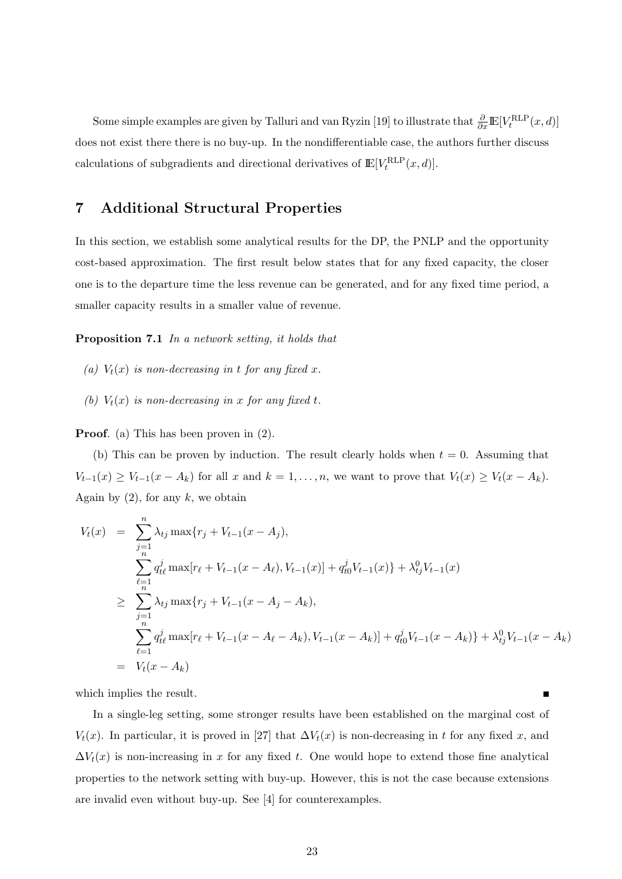Some simple examples are given by Talluri and van Ryzin [19] to illustrate that $\frac{\partial}{\partial x}\mathbb{E}[V_t^{\text{RLP}}(x,d)]$ does not exist there there is no buy-up. In the nondifferentiable case, the authors further discuss calculations of subgradients and directional derivatives of $\mathbb{E}[V_t^{\text{RLP}}(x,d)]$.

## 7 Additional Structural Properties

In this section, we establish some analytical results for the DP, the PNLP and the opportunity cost-based approximation. The first result below states that for any fixed capacity, the closer one is to the departure time the less revenue can be generated, and for any fixed time period, a smaller capacity results in a smaller value of revenue.

**Proposition 7.1** *In a network setting, it holds that*

*(a) $V_t(x)$ is non-decreasing in $t$ for any fixed $x$.*

*(b) $V_t(x)$ is non-decreasing in $x$ for any fixed $t$.*

**Proof**. (a) This has been proven in (2).

(b) This can be proven by induction. The result clearly holds when $t = 0$. Assuming that $V_{t-1}(x) \geq V_{t-1}(x - A_k)$ for all $x$ and $k = 1, \ldots, n$, we want to prove that $V_t(x) \geq V_t(x - A_k)$. Again by (2), for any $k$, we obtain

$$
\begin{aligned}
V_t(x) &= \sum_{j=1}^{n} \lambda_{tj} \max\{r_j + V_{t-1}(x - A_j), \\
&\quad \sum_{\ell=1}^{n} q_{t\ell}^{j} \max[r_\ell + V_{t-1}(x - A_\ell), V_{t-1}(x)] + q_{t0}^{j} V_{t-1}(x)\} + \lambda_{tj}^{0} V_{t-1}(x) \\
&\geq \sum_{j=1}^{n} \lambda_{tj} \max\{r_j + V_{t-1}(x - A_j - A_k), \\
&\quad \sum_{\ell=1}^{n} q_{t\ell}^{j} \max[r_\ell + V_{t-1}(x - A_\ell - A_k), V_{t-1}(x - A_k)] + q_{t0}^{j} V_{t-1}(x - A_k)\} + \lambda_{tj}^{0} V_{t-1}(x - A_k) \\
&= V_t(x - A_k)
\end{aligned}
$$

which implies the result. ■

In a single-leg setting, some stronger results have been established on the marginal cost of $V_t(x)$. In particular, it is proved in [27] that $\Delta V_t(x)$ is non-decreasing in $t$ for any fixed $x$, and $\Delta V_t(x)$ is non-increasing in $x$ for any fixed $t$. One would hope to extend those fine analytical properties to the network setting with buy-up. However, this is not the case because extensions are invalid even without buy-up. See [4] for counterexamples.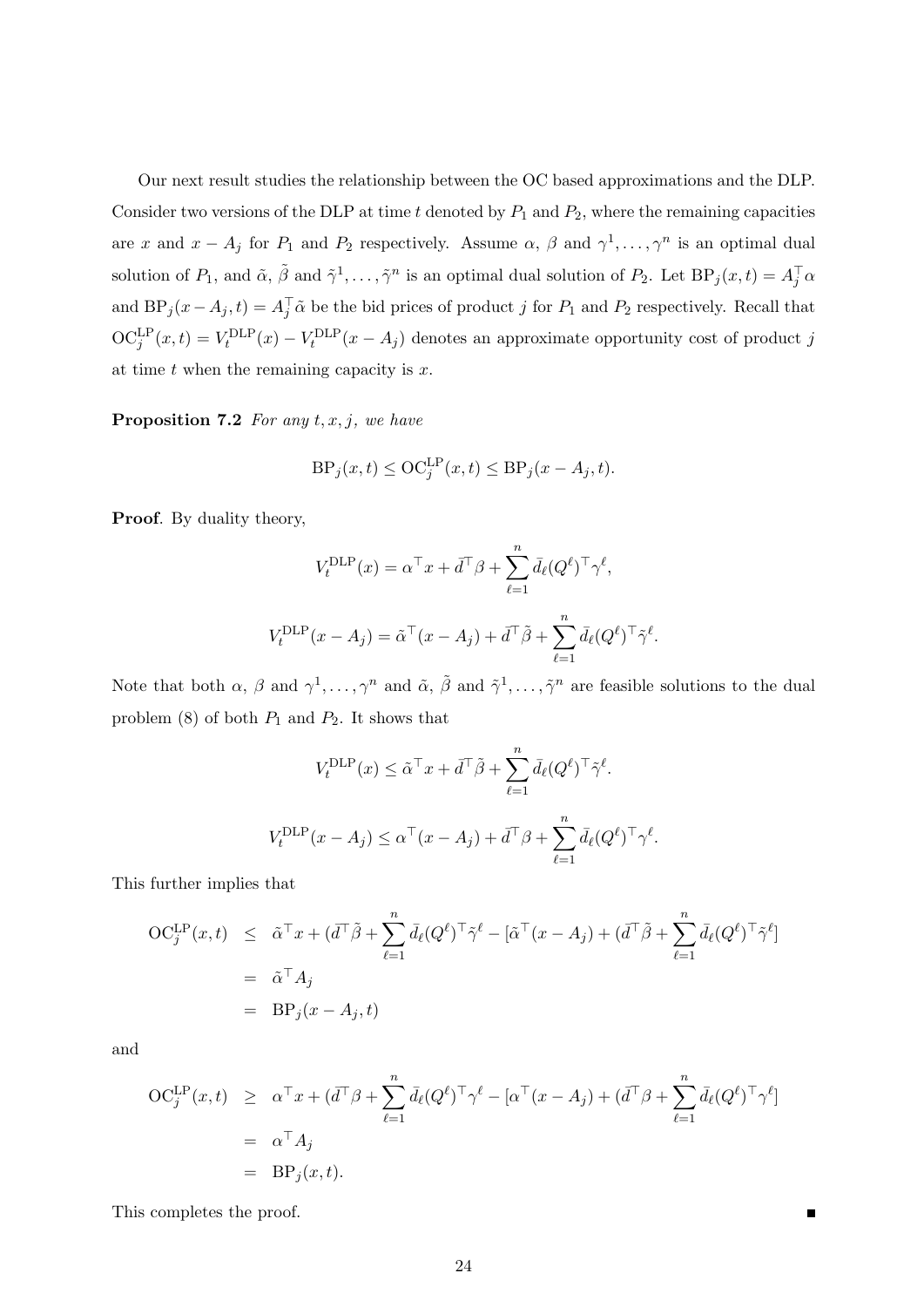Our next result studies the relationship between the OC based approximations and the DLP. Consider two versions of the DLP at time $t$ denoted by $P_1$ and $P_2$, where the remaining capacities are $x$ and $x - A_j$ for $P_1$ and $P_2$ respectively. Assume $\alpha$, $\beta$ and $\gamma^1, \ldots, \gamma^n$ is an optimal dual solution of $P_1$, and $\tilde{\alpha}$, $\tilde{\beta}$ and $\tilde{\gamma}^1, \ldots, \tilde{\gamma}^n$ is an optimal dual solution of $P_2$. Let $\mathrm{BP}_j(x,t) = A_j^\top \alpha$ and $\mathrm{BP}_j(x - A_j, t) = A_j^\top \tilde{\alpha}$ be the bid prices of product $j$ for $P_1$ and $P_2$ respectively. Recall that $\mathrm{OC}_j^{\mathrm{LP}}(x,t) = V_t^{\mathrm{DLP}}(x) - V_t^{\mathrm{DLP}}(x - A_j)$ denotes an approximate opportunity cost of product $j$ at time $t$ when the remaining capacity is $x$.

**Proposition 7.2** *For any $t, x, j$, we have*

$$\mathrm{BP}_j(x,t) \leq \mathrm{OC}_j^{\mathrm{LP}}(x,t) \leq \mathrm{BP}_j(x - A_j, t).$$

**Proof**. By duality theory,

$$V_t^{\mathrm{DLP}}(x) = \alpha^\top x + \bar{d}^\top \beta + \sum_{\ell=1}^{n} \bar{d}_\ell (Q^\ell)^\top \gamma^\ell,$$

$$V_t^{\mathrm{DLP}}(x - A_j) = \tilde{\alpha}^\top (x - A_j) + \bar{d}^\top \tilde{\beta} + \sum_{\ell=1}^{n} \bar{d}_\ell (Q^\ell)^\top \tilde{\gamma}^\ell.$$

Note that both $\alpha$, $\beta$ and $\gamma^1, \ldots, \gamma^n$ and $\tilde{\alpha}$, $\tilde{\beta}$ and $\tilde{\gamma}^1, \ldots, \tilde{\gamma}^n$ are feasible solutions to the dual problem (8) of both $P_1$ and $P_2$. It shows that

$$V_t^{\mathrm{DLP}}(x) \leq \tilde{\alpha}^\top x + \bar{d}^\top \tilde{\beta} + \sum_{\ell=1}^{n} \bar{d}_\ell (Q^\ell)^\top \tilde{\gamma}^\ell.$$

$$V_t^{\mathrm{DLP}}(x - A_j) \leq \alpha^\top (x - A_j) + \bar{d}^\top \beta + \sum_{\ell=1}^{n} \bar{d}_\ell (Q^\ell)^\top \gamma^\ell.$$

This further implies that

$$\begin{aligned}
\mathrm{OC}_j^{\mathrm{LP}}(x,t) &\leq \tilde{\alpha}^\top x + (\bar{d}^\top \tilde{\beta} + \sum_{\ell=1}^{n} \bar{d}_\ell (Q^\ell)^\top \tilde{\gamma}^\ell - [\tilde{\alpha}^\top (x - A_j) + (\bar{d}^\top \tilde{\beta} + \sum_{\ell=1}^{n} \bar{d}_\ell (Q^\ell)^\top \tilde{\gamma}^\ell] \\
&= \tilde{\alpha}^\top A_j \\
&= \mathrm{BP}_j(x - A_j, t)
\end{aligned}$$

and

$$\begin{aligned}
\mathrm{OC}_j^{\mathrm{LP}}(x,t) &\geq \alpha^\top x + (\bar{d}^\top \beta + \sum_{\ell=1}^{n} \bar{d}_\ell (Q^\ell)^\top \gamma^\ell - [\alpha^\top (x - A_j) + (\bar{d}^\top \beta + \sum_{\ell=1}^{n} \bar{d}_\ell (Q^\ell)^\top \gamma^\ell] \\
&= \alpha^\top A_j \\
&= \mathrm{BP}_j(x,t).
\end{aligned}$$

This completes the proof. ∎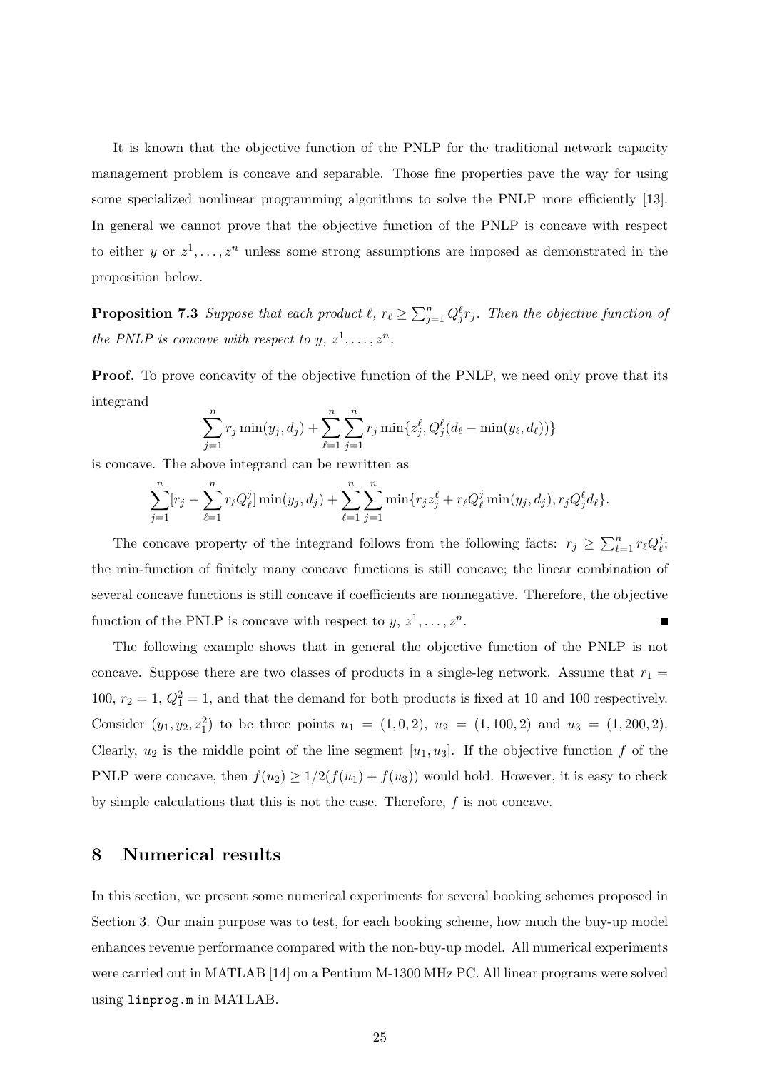It is known that the objective function of the PNLP for the traditional network capacity management problem is concave and separable. Those fine properties pave the way for using some specialized nonlinear programming algorithms to solve the PNLP more efficiently [13]. In general we cannot prove that the objective function of the PNLP is concave with respect to either $y$ or $z^1, \ldots, z^n$ unless some strong assumptions are imposed as demonstrated in the proposition below.

**Proposition 7.3** *Suppose that each product $\ell$, $r_\ell \geq \sum_{j=1}^n Q_j^\ell r_j$. Then the objective function of the PNLP is concave with respect to $y$, $z^1, \ldots, z^n$.*

**Proof**. To prove concavity of the objective function of the PNLP, we need only prove that its integrand

$$\sum_{j=1}^n r_j \min(y_j, d_j) + \sum_{\ell=1}^n \sum_{j=1}^n r_j \min\{z_j^\ell, Q_j^\ell(d_\ell - \min(y_\ell, d_\ell))\}$$

is concave. The above integrand can be rewritten as

$$\sum_{j=1}^n [r_j - \sum_{\ell=1}^n r_\ell Q_\ell^j] \min(y_j, d_j) + \sum_{\ell=1}^n \sum_{j=1}^n \min\{r_j z_j^\ell + r_\ell Q_\ell^j \min(y_j, d_j), r_j Q_j^\ell d_\ell\}.$$

The concave property of the integrand follows from the following facts: $r_j \geq \sum_{\ell=1}^n r_\ell Q_\ell^j$; the min-function of finitely many concave functions is still concave; the linear combination of several concave functions is still concave if coefficients are nonnegative. Therefore, the objective function of the PNLP is concave with respect to $y$, $z^1, \ldots, z^n$. ∎

The following example shows that in general the objective function of the PNLP is not concave. Suppose there are two classes of products in a single-leg network. Assume that $r_1 = 100$, $r_2 = 1$, $Q_1^2 = 1$, and that the demand for both products is fixed at 10 and 100 respectively. Consider $(y_1, y_2, z_1^2)$ to be three points $u_1 = (1, 0, 2)$, $u_2 = (1, 100, 2)$ and $u_3 = (1, 200, 2)$. Clearly, $u_2$ is the middle point of the line segment $[u_1, u_3]$. If the objective function $f$ of the PNLP were concave, then $f(u_2) \geq 1/2(f(u_1) + f(u_3))$ would hold. However, it is easy to check by simple calculations that this is not the case. Therefore, $f$ is not concave.

## 8 Numerical results

In this section, we present some numerical experiments for several booking schemes proposed in Section 3. Our main purpose was to test, for each booking scheme, how much the buy-up model enhances revenue performance compared with the non-buy-up model. All numerical experiments were carried out in MATLAB [14] on a Pentium M-1300 MHz PC. All linear programs were solved using `linprog.m` in MATLAB.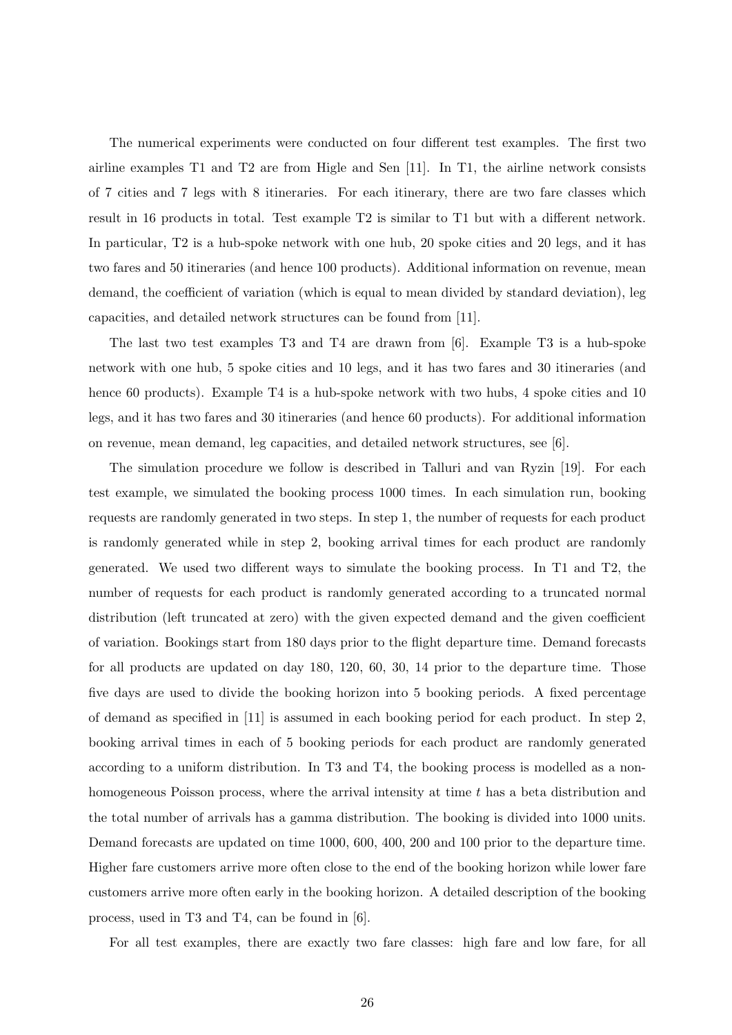The numerical experiments were conducted on four different test examples. The first two airline examples T1 and T2 are from Higle and Sen [11]. In T1, the airline network consists of 7 cities and 7 legs with 8 itineraries. For each itinerary, there are two fare classes which result in 16 products in total. Test example T2 is similar to T1 but with a different network. In particular, T2 is a hub-spoke network with one hub, 20 spoke cities and 20 legs, and it has two fares and 50 itineraries (and hence 100 products). Additional information on revenue, mean demand, the coefficient of variation (which is equal to mean divided by standard deviation), leg capacities, and detailed network structures can be found from [11].

The last two test examples T3 and T4 are drawn from [6]. Example T3 is a hub-spoke network with one hub, 5 spoke cities and 10 legs, and it has two fares and 30 itineraries (and hence 60 products). Example T4 is a hub-spoke network with two hubs, 4 spoke cities and 10 legs, and it has two fares and 30 itineraries (and hence 60 products). For additional information on revenue, mean demand, leg capacities, and detailed network structures, see [6].

The simulation procedure we follow is described in Talluri and van Ryzin [19]. For each test example, we simulated the booking process 1000 times. In each simulation run, booking requests are randomly generated in two steps. In step 1, the number of requests for each product is randomly generated while in step 2, booking arrival times for each product are randomly generated. We used two different ways to simulate the booking process. In T1 and T2, the number of requests for each product is randomly generated according to a truncated normal distribution (left truncated at zero) with the given expected demand and the given coefficient of variation. Bookings start from 180 days prior to the flight departure time. Demand forecasts for all products are updated on day 180, 120, 60, 30, 14 prior to the departure time. Those five days are used to divide the booking horizon into 5 booking periods. A fixed percentage of demand as specified in [11] is assumed in each booking period for each product. In step 2, booking arrival times in each of 5 booking periods for each product are randomly generated according to a uniform distribution. In T3 and T4, the booking process is modelled as a non-homogeneous Poisson process, where the arrival intensity at time $t$ has a beta distribution and the total number of arrivals has a gamma distribution. The booking is divided into 1000 units. Demand forecasts are updated on time 1000, 600, 400, 200 and 100 prior to the departure time. Higher fare customers arrive more often close to the end of the booking horizon while lower fare customers arrive more often early in the booking horizon. A detailed description of the booking process, used in T3 and T4, can be found in [6].

For all test examples, there are exactly two fare classes: high fare and low fare, for all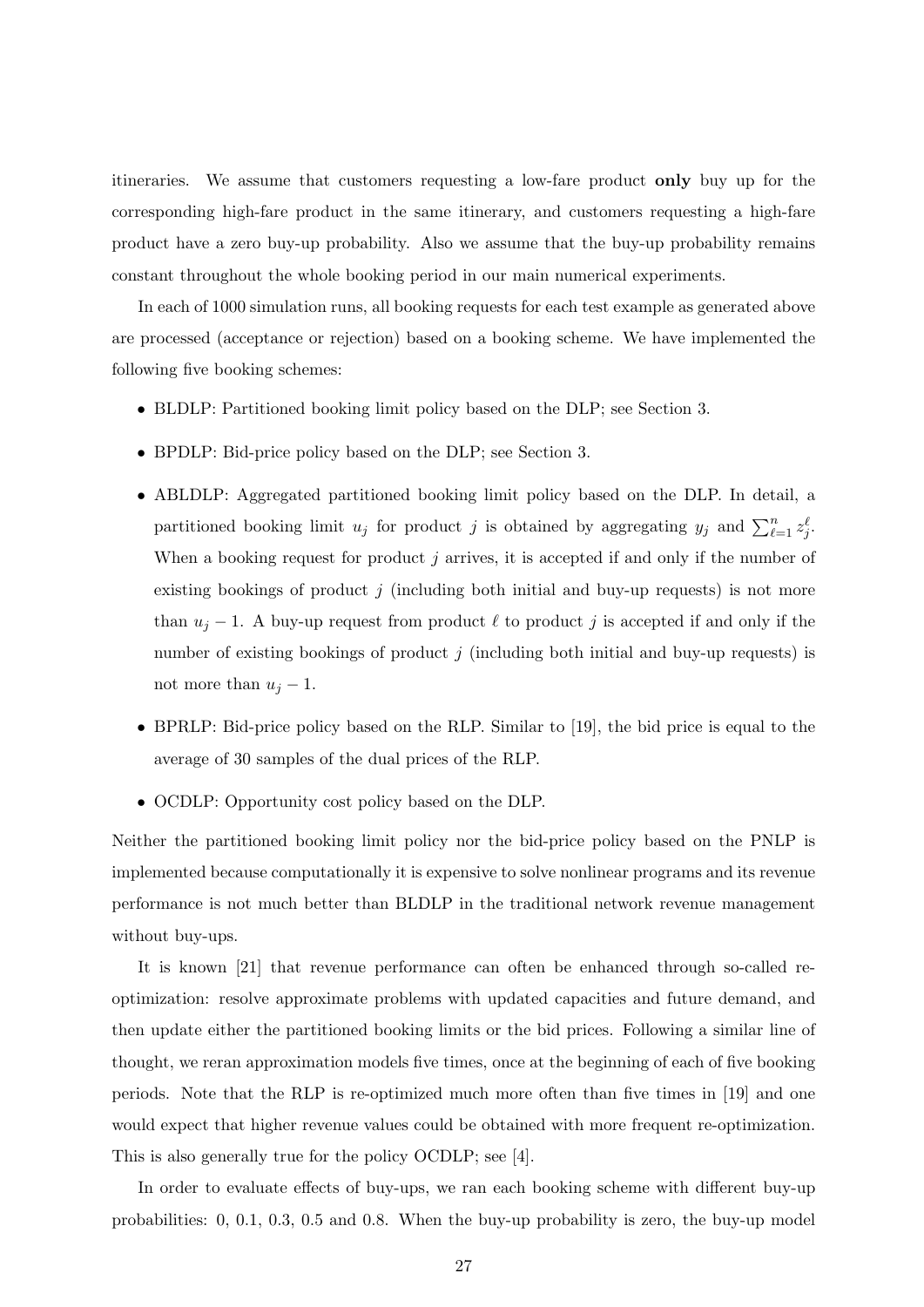itineraries. We assume that customers requesting a low-fare product **only** buy up for the corresponding high-fare product in the same itinerary, and customers requesting a high-fare product have a zero buy-up probability. Also we assume that the buy-up probability remains constant throughout the whole booking period in our main numerical experiments.

In each of 1000 simulation runs, all booking requests for each test example as generated above are processed (acceptance or rejection) based on a booking scheme. We have implemented the following five booking schemes:

- BLDLP: Partitioned booking limit policy based on the DLP; see Section 3.
- BPDLP: Bid-price policy based on the DLP; see Section 3.
- ABLDLP: Aggregated partitioned booking limit policy based on the DLP. In detail, a partitioned booking limit $u_j$ for product $j$ is obtained by aggregating $y_j$ and $\sum_{\ell=1}^{n} z_j^{\ell}$. When a booking request for product $j$ arrives, it is accepted if and only if the number of existing bookings of product $j$ (including both initial and buy-up requests) is not more than $u_j - 1$. A buy-up request from product $\ell$ to product $j$ is accepted if and only if the number of existing bookings of product $j$ (including both initial and buy-up requests) is not more than $u_j - 1$.
- BPRLP: Bid-price policy based on the RLP. Similar to [19], the bid price is equal to the average of 30 samples of the dual prices of the RLP.
- OCDLP: Opportunity cost policy based on the DLP.

Neither the partitioned booking limit policy nor the bid-price policy based on the PNLP is implemented because computationally it is expensive to solve nonlinear programs and its revenue performance is not much better than BLDLP in the traditional network revenue management without buy-ups.

It is known [21] that revenue performance can often be enhanced through so-called re-optimization: resolve approximate problems with updated capacities and future demand, and then update either the partitioned booking limits or the bid prices. Following a similar line of thought, we reran approximation models five times, once at the beginning of each of five booking periods. Note that the RLP is re-optimized much more often than five times in [19] and one would expect that higher revenue values could be obtained with more frequent re-optimization. This is also generally true for the policy OCDLP; see [4].

In order to evaluate effects of buy-ups, we ran each booking scheme with different buy-up probabilities: 0, 0.1, 0.3, 0.5 and 0.8. When the buy-up probability is zero, the buy-up model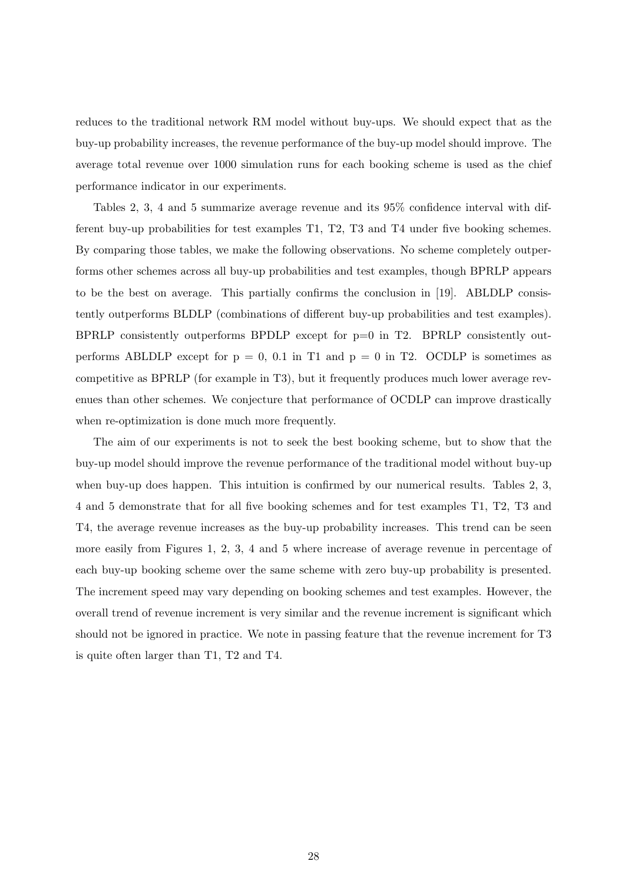reduces to the traditional network RM model without buy-ups. We should expect that as the buy-up probability increases, the revenue performance of the buy-up model should improve. The average total revenue over 1000 simulation runs for each booking scheme is used as the chief performance indicator in our experiments.

Tables 2, 3, 4 and 5 summarize average revenue and its 95% confidence interval with different buy-up probabilities for test examples T1, T2, T3 and T4 under five booking schemes. By comparing those tables, we make the following observations. No scheme completely outperforms other schemes across all buy-up probabilities and test examples, though BPRLP appears to be the best on average. This partially confirms the conclusion in [19]. ABLDLP consistently outperforms BLDLP (combinations of different buy-up probabilities and test examples). BPRLP consistently outperforms BPDLP except for p=0 in T2. BPRLP consistently outperforms ABLDLP except for p = 0, 0.1 in T1 and p = 0 in T2. OCDLP is sometimes as competitive as BPRLP (for example in T3), but it frequently produces much lower average revenues than other schemes. We conjecture that performance of OCDLP can improve drastically when re-optimization is done much more frequently.

The aim of our experiments is not to seek the best booking scheme, but to show that the buy-up model should improve the revenue performance of the traditional model without buy-up when buy-up does happen. This intuition is confirmed by our numerical results. Tables 2, 3, 4 and 5 demonstrate that for all five booking schemes and for test examples T1, T2, T3 and T4, the average revenue increases as the buy-up probability increases. This trend can be seen more easily from Figures 1, 2, 3, 4 and 5 where increase of average revenue in percentage of each buy-up booking scheme over the same scheme with zero buy-up probability is presented. The increment speed may vary depending on booking schemes and test examples. However, the overall trend of revenue increment is very similar and the revenue increment is significant which should not be ignored in practice. We note in passing feature that the revenue increment for T3 is quite often larger than T1, T2 and T4.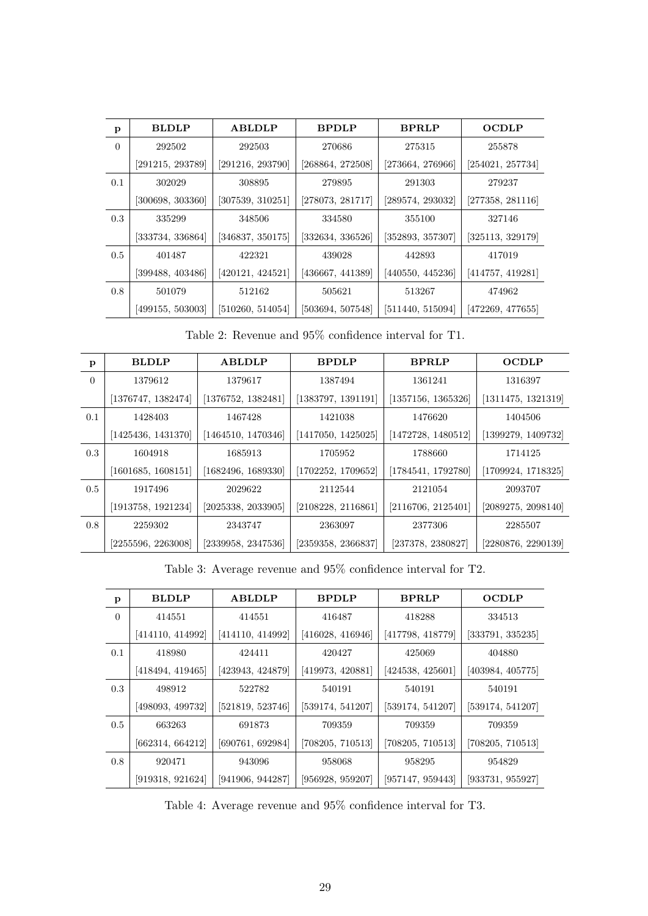| p | BLDLP | ABLDLP | BPDLP | BPRLP | OCDLP |
|---|---|---|---|---|---|
| 0 | 292502 | 292503 | 270686 | 275315 | 255878 |
| | [291215, 293789] | [291216, 293790] | [268864, 272508] | [273664, 276966] | [254021, 257734] |
| 0.1 | 302029 | 308895 | 279895 | 291303 | 279237 |
| | [300698, 303360] | [307539, 310251] | [278073, 281717] | [289574, 293032] | [277358, 281116] |
| 0.3 | 335299 | 348506 | 334580 | 355100 | 327146 |
| | [333734, 336864] | [346837, 350175] | [332634, 336526] | [352893, 357307] | [325113, 329179] |
| 0.5 | 401487 | 422321 | 439028 | 442893 | 417019 |
| | [399488, 403486] | [420121, 424521] | [436667, 441389] | [440550, 445236] | [414757, 419281] |
| 0.8 | 501079 | 512162 | 505621 | 513267 | 474962 |
| | [499155, 503003] | [510260, 514054] | [503694, 507548] | [511440, 515094] | [472269, 477655] |

Table 2: Revenue and 95% confidence interval for T1.

| p | BLDLP | ABLDLP | BPDLP | BPRLP | OCDLP |
|---|---|---|---|---|---|
| 0 | 1379612 | 1379617 | 1387494 | 1361241 | 1316397 |
| | [1376747, 1382474] | [1376752, 1382481] | [1383797, 1391191] | [1357156, 1365326] | [1311475, 1321319] |
| 0.1 | 1428403 | 1467428 | 1421038 | 1476620 | 1404506 |
| | [1425436, 1431370] | [1464510, 1470346] | [1417050, 1425025] | [1472728, 1480512] | [1399279, 1409732] |
| 0.3 | 1604918 | 1685913 | 1705952 | 1788660 | 1714125 |
| | [1601685, 1608151] | [1682496, 1689330] | [1702252, 1709652] | [1784541, 1792780] | [1709924, 1718325] |
| 0.5 | 1917496 | 2029622 | 2112544 | 2121054 | 2093707 |
| | [1913758, 1921234] | [2025338, 2033905] | [2108228, 2116861] | [2116706, 2125401] | [2089275, 2098140] |
| 0.8 | 2259302 | 2343747 | 2363097 | 2377306 | 2285507 |
| | [2255596, 2263008] | [2339958, 2347536] | [2359358, 2366837] | [237378, 2380827] | [2280876, 2290139] |

Table 3: Average revenue and 95% confidence interval for T2.

| p | BLDLP | ABLDLP | BPDLP | BPRLP | OCDLP |
|---|---|---|---|---|---|
| 0 | 414551 | 414551 | 416487 | 418288 | 334513 |
| | [414110, 414992] | [414110, 414992] | [416028, 416946] | [417798, 418779] | [333791, 335235] |
| 0.1 | 418980 | 424411 | 420427 | 425069 | 404880 |
| | [418494, 419465] | [423943, 424879] | [419973, 420881] | [424538, 425601] | [403984, 405775] |
| 0.3 | 498912 | 522782 | 540191 | 540191 | 540191 |
| | [498093, 499732] | [521819, 523746] | [539174, 541207] | [539174, 541207] | [539174, 541207] |
| 0.5 | 663263 | 691873 | 709359 | 709359 | 709359 |
| | [662314, 664212] | [690761, 692984] | [708205, 710513] | [708205, 710513] | [708205, 710513] |
| 0.8 | 920471 | 943096 | 958068 | 958295 | 954829 |
| | [919318, 921624] | [941906, 944287] | [956928, 959207] | [957147, 959443] | [933731, 955927] |

Table 4: Average revenue and 95% confidence interval for T3.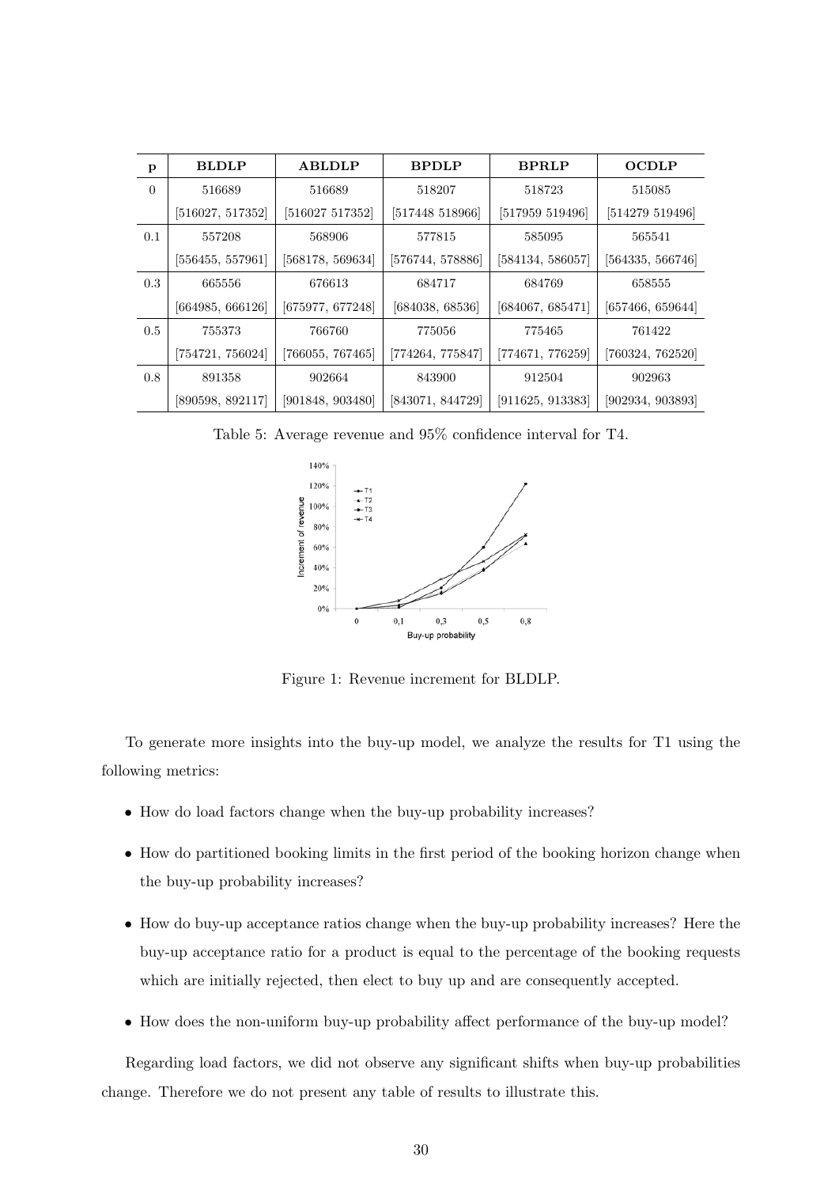| p | BLDLP | ABLDLP | BPDLP | BPRLP | OCDLP |
|---|---|---|---|---|---|
| 0 | 516689 | 516689 | 518207 | 518723 | 515085 |
| | [516027, 517352] | [516027 517352] | [517448 518966] | [517959 519496] | [514279 519496] |
| 0.1 | 557208 | 568906 | 577815 | 585095 | 565541 |
| | [556455, 557961] | [568178, 569634] | [576744, 578886] | [584134, 586057] | [564335, 566746] |
| 0.3 | 665556 | 676613 | 684717 | 684769 | 658555 |
| | [664985, 666126] | [675977, 677248] | [684038, 68536] | [684067, 685471] | [657466, 659644] |
| 0.5 | 755373 | 766760 | 775056 | 775465 | 761422 |
| | [754721, 756024] | [766055, 767465] | [774264, 775847] | [774671, 776259] | [760324, 762520] |
| 0.8 | 891358 | 902664 | 843900 | 912504 | 902963 |
| | [890598, 892117] | [901848, 903480] | [843071, 844729] | [911625, 913383] | [902934, 903893] |

Table 5: Average revenue and 95% confidence interval for T4.

140%
120%
100%
80%
60%
40%
20%
0%
Increment of revenue
T1
T2
T3
T4
0
0,1
0,3
0,5
0,8
Buy-up probability

Figure 1: Revenue increment for BLDLP.

To generate more insights into the buy-up model, we analyze the results for T1 using the following metrics:

- How do load factors change when the buy-up probability increases?
- How do partitioned booking limits in the first period of the booking horizon change when the buy-up probability increases?
- How do buy-up acceptance ratios change when the buy-up probability increases? Here the buy-up acceptance ratio for a product is equal to the percentage of the booking requests which are initially rejected, then elect to buy up and are consequently accepted.
- How does the non-uniform buy-up probability affect performance of the buy-up model?

Regarding load factors, we did not observe any significant shifts when buy-up probabilities change. Therefore we do not present any table of results to illustrate this.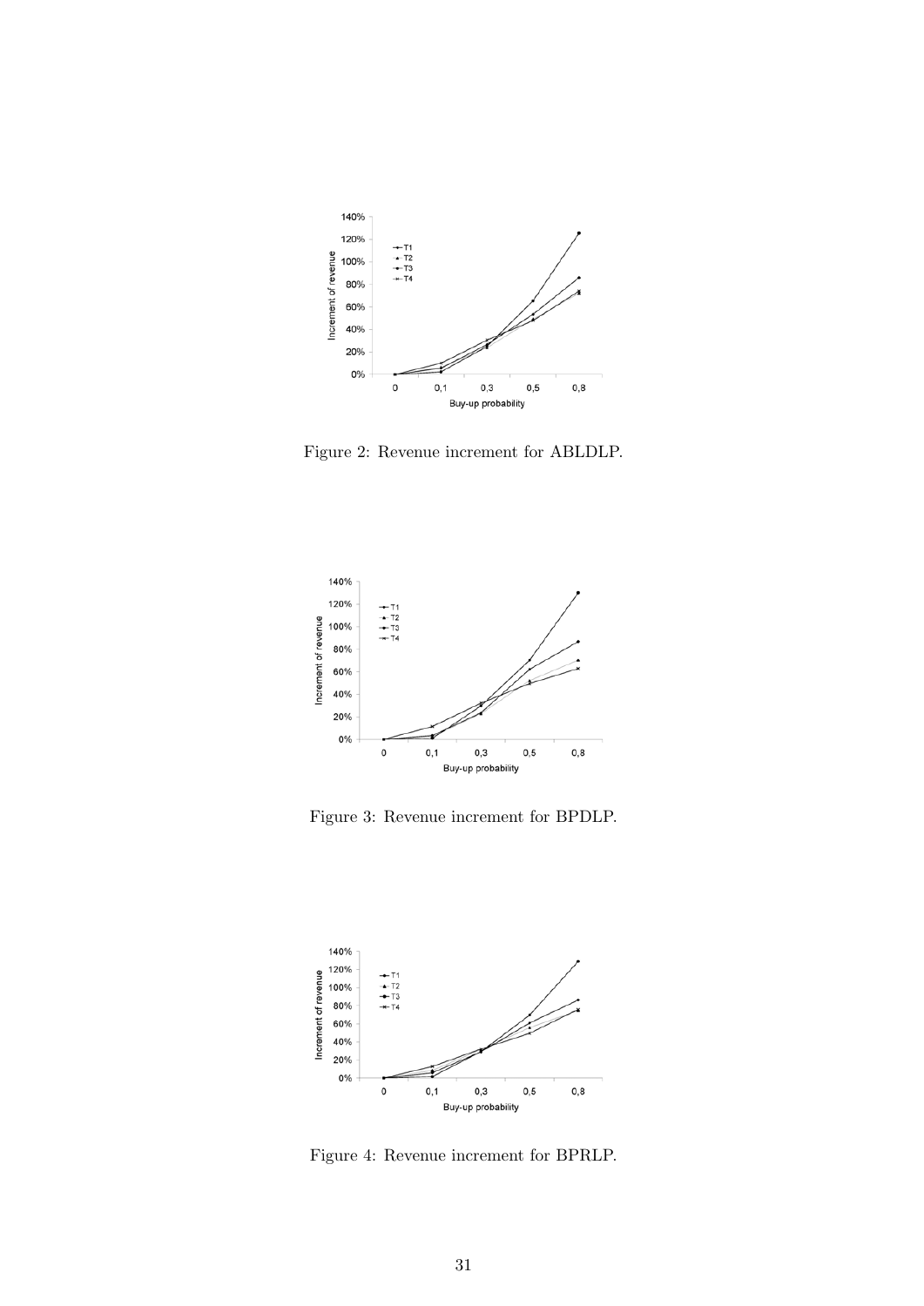140%
120%
100%
80%
60%
40%
20%
0%
Increment of revenue
T1
T2
T3
T4
0
0,1
0,3
0,5
0,8
Buy-up probability

Figure 2: Revenue increment for ABLDLP.

140%
120%
100%
80%
60%
40%
20%
0%
Increment of revenue
T1
T2
T3
T4
0
0,1
0,3
0,5
0,8
Buy-up probability

Figure 3: Revenue increment for BPDLP.

140%
120%
100%
80%
60%
40%
20%
0%
Increment of revenue
T1
T2
T3
T4
0
0,1
0,3
0,5
0,8
Buy-up probability

Figure 4: Revenue increment for BPRLP.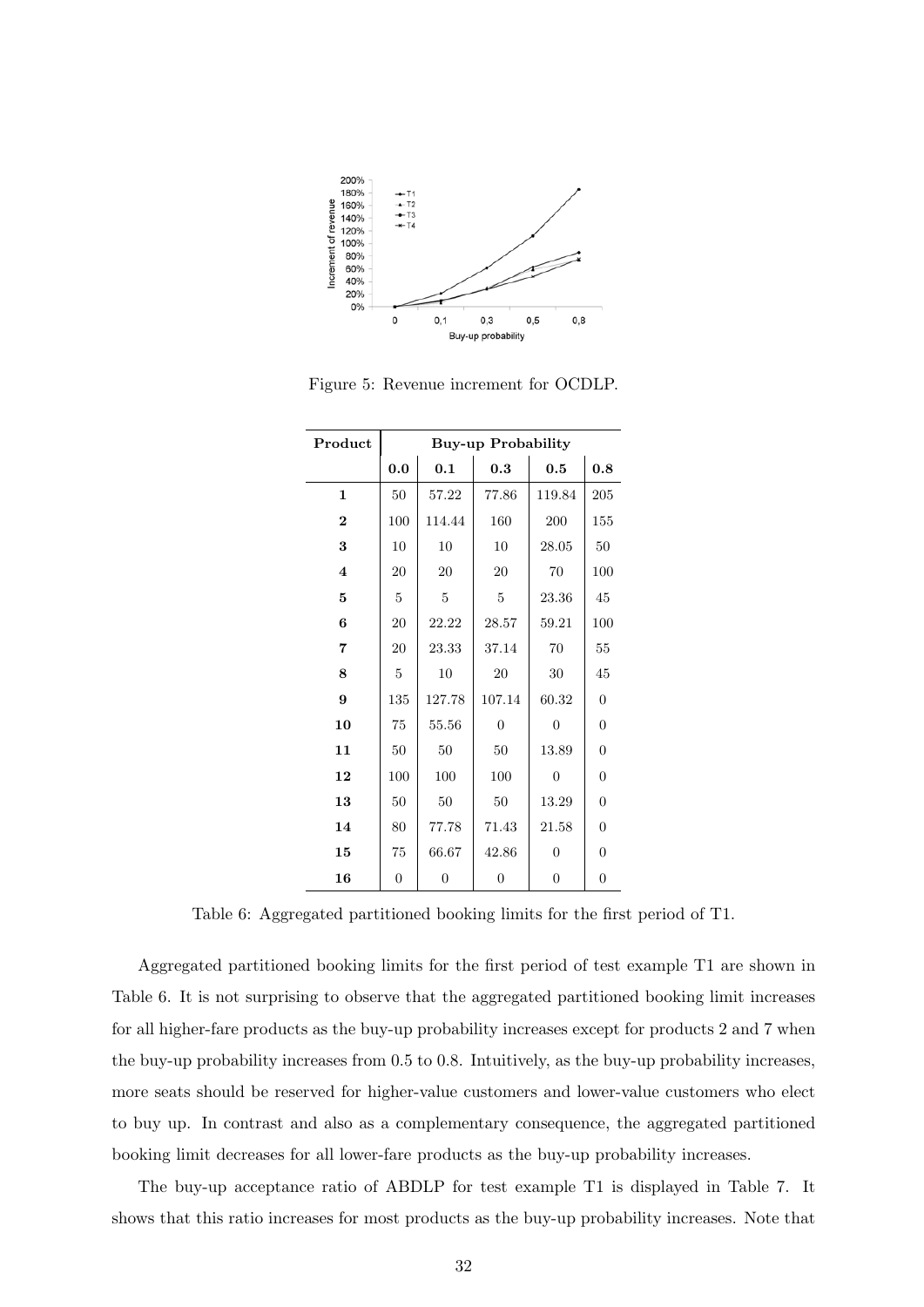200%
180%
160%
140%
120%
100%
80%
60%
40%
20%
0%

Increment of revenue

T1
T2
T3
T4

0
0,1
0,3
0,5
0,8

Buy-up probability

Figure 5: Revenue increment for OCDLP.

| Product | Buy-up Probability | | | | |
|---|---|---|---|---|---|
| | 0.0 | 0.1 | 0.3 | 0.5 | 0.8 |
| **1** | 50 | 57.22 | 77.86 | 119.84 | 205 |
| **2** | 100 | 114.44 | 160 | 200 | 155 |
| **3** | 10 | 10 | 10 | 28.05 | 50 |
| **4** | 20 | 20 | 20 | 70 | 100 |
| **5** | 5 | 5 | 5 | 23.36 | 45 |
| **6** | 20 | 22.22 | 28.57 | 59.21 | 100 |
| **7** | 20 | 23.33 | 37.14 | 70 | 55 |
| **8** | 5 | 10 | 20 | 30 | 45 |
| **9** | 135 | 127.78 | 107.14 | 60.32 | 0 |
| **10** | 75 | 55.56 | 0 | 0 | 0 |
| **11** | 50 | 50 | 50 | 13.89 | 0 |
| **12** | 100 | 100 | 100 | 0 | 0 |
| **13** | 50 | 50 | 50 | 13.29 | 0 |
| **14** | 80 | 77.78 | 71.43 | 21.58 | 0 |
| **15** | 75 | 66.67 | 42.86 | 0 | 0 |
| **16** | 0 | 0 | 0 | 0 | 0 |

Table 6: Aggregated partitioned booking limits for the first period of T1.

Aggregated partitioned booking limits for the first period of test example T1 are shown in Table 6. It is not surprising to observe that the aggregated partitioned booking limit increases for all higher-fare products as the buy-up probability increases except for products 2 and 7 when the buy-up probability increases from 0.5 to 0.8. Intuitively, as the buy-up probability increases, more seats should be reserved for higher-value customers and lower-value customers who elect to buy up. In contrast and also as a complementary consequence, the aggregated partitioned booking limit decreases for all lower-fare products as the buy-up probability increases.

The buy-up acceptance ratio of ABDLP for test example T1 is displayed in Table 7. It shows that this ratio increases for most products as the buy-up probability increases. Note that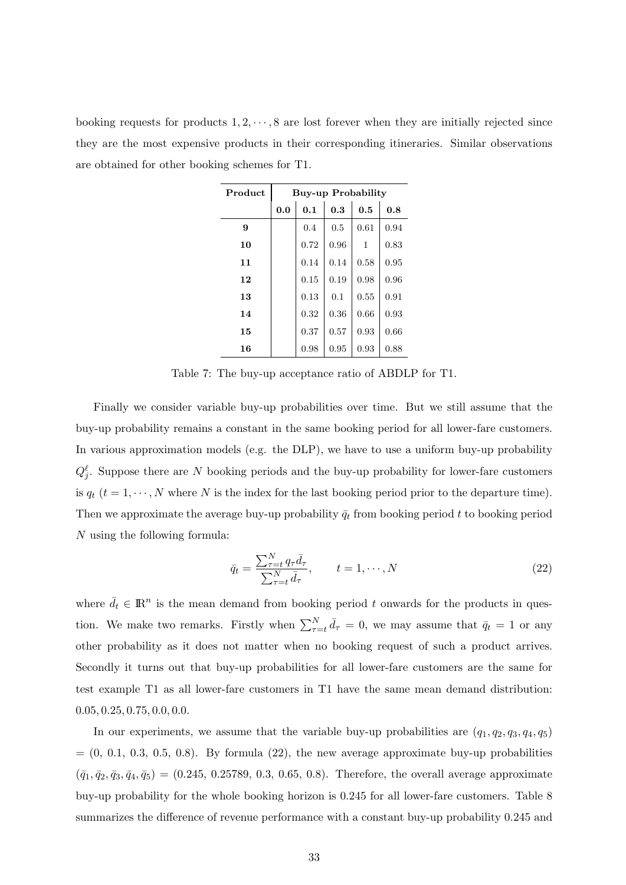booking requests for products $1, 2, \cdots, 8$ are lost forever when they are initially rejected since they are the most expensive products in their corresponding itineraries. Similar observations are obtained for other booking schemes for T1.

| **Product** | **Buy-up Probability** | | | | |
|---|---|---|---|---|---|
| | **0.0** | **0.1** | **0.3** | **0.5** | **0.8** |
| **9** | | 0.4 | 0.5 | 0.61 | 0.94 |
| **10** | | 0.72 | 0.96 | 1 | 0.83 |
| **11** | | 0.14 | 0.14 | 0.58 | 0.95 |
| **12** | | 0.15 | 0.19 | 0.98 | 0.96 |
| **13** | | 0.13 | 0.1 | 0.55 | 0.91 |
| **14** | | 0.32 | 0.36 | 0.66 | 0.93 |
| **15** | | 0.37 | 0.57 | 0.93 | 0.66 |
| **16** | | 0.98 | 0.95 | 0.93 | 0.88 |

Table 7: The buy-up acceptance ratio of ABDLP for T1.

Finally we consider variable buy-up probabilities over time. But we still assume that the buy-up probability remains a constant in the same booking period for all lower-fare customers. In various approximation models (e.g. the DLP), we have to use a uniform buy-up probability $Q_j^\ell$. Suppose there are $N$ booking periods and the buy-up probability for lower-fare customers is $q_t$ ($t = 1, \cdots, N$ where $N$ is the index for the last booking period prior to the departure time). Then we approximate the average buy-up probability $\bar{q}_t$ from booking period $t$ to booking period $N$ using the following formula:

$$\bar{q}_t = \frac{\sum_{\tau=t}^{N} q_\tau \bar{d}_\tau}{\sum_{\tau=t}^{N} \bar{d}_\tau}, \qquad t = 1, \cdots, N \tag{22}$$

where $\bar{d}_t \in \mathbb{R}^n$ is the mean demand from booking period $t$ onwards for the products in question. We make two remarks. Firstly when $\sum_{\tau=t}^{N} \bar{d}_\tau = 0$, we may assume that $\bar{q}_t = 1$ or any other probability as it does not matter when no booking request of such a product arrives. Secondly it turns out that buy-up probabilities for all lower-fare customers are the same for test example T1 as all lower-fare customers in T1 have the same mean demand distribution: $0.05, 0.25, 0.75, 0.0, 0.0$.

In our experiments, we assume that the variable buy-up probabilities are $(q_1, q_2, q_3, q_4, q_5)$ $= (0,\ 0.1,\ 0.3,\ 0.5,\ 0.8)$. By formula (22), the new average approximate buy-up probabilities $(\bar{q}_1, \bar{q}_2, \bar{q}_3, \bar{q}_4, \bar{q}_5) = (0.245,\ 0.25789,\ 0.3,\ 0.65,\ 0.8)$. Therefore, the overall average approximate buy-up probability for the whole booking horizon is 0.245 for all lower-fare customers. Table 8 summarizes the difference of revenue performance with a constant buy-up probability 0.245 and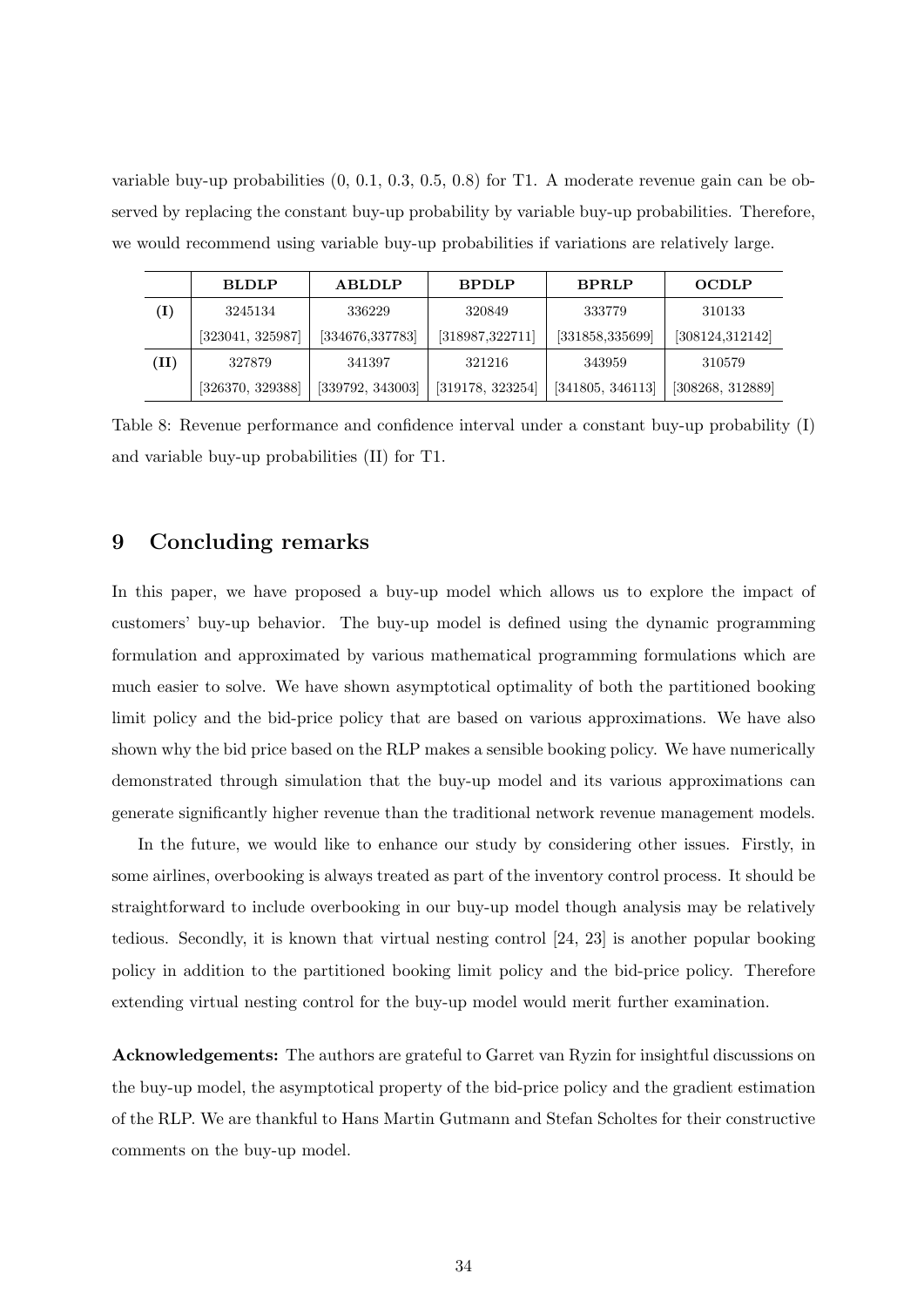variable buy-up probabilities (0, 0.1, 0.3, 0.5, 0.8) for T1. A moderate revenue gain can be observed by replacing the constant buy-up probability by variable buy-up probabilities. Therefore, we would recommend using variable buy-up probabilities if variations are relatively large.

| | **BLDLP** | **ABLDLP** | **BPDLP** | **BPRLP** | **OCDLP** |
|---|---|---|---|---|---|
| **(I)** | 3245134 | 336229 | 320849 | 333779 | 310133 |
| | [323041, 325987] | [334676,337783] | [318987,322711] | [331858,335699] | [308124,312142] |
| **(II)** | 327879 | 341397 | 321216 | 343959 | 310579 |
| | [326370, 329388] | [339792, 343003] | [319178, 323254] | [341805, 346113] | [308268, 312889] |

Table 8: Revenue performance and confidence interval under a constant buy-up probability (I) and variable buy-up probabilities (II) for T1.

## 9 Concluding remarks

In this paper, we have proposed a buy-up model which allows us to explore the impact of customers' buy-up behavior. The buy-up model is defined using the dynamic programming formulation and approximated by various mathematical programming formulations which are much easier to solve. We have shown asymptotical optimality of both the partitioned booking limit policy and the bid-price policy that are based on various approximations. We have also shown why the bid price based on the RLP makes a sensible booking policy. We have numerically demonstrated through simulation that the buy-up model and its various approximations can generate significantly higher revenue than the traditional network revenue management models.

In the future, we would like to enhance our study by considering other issues. Firstly, in some airlines, overbooking is always treated as part of the inventory control process. It should be straightforward to include overbooking in our buy-up model though analysis may be relatively tedious. Secondly, it is known that virtual nesting control [24, 23] is another popular booking policy in addition to the partitioned booking limit policy and the bid-price policy. Therefore extending virtual nesting control for the buy-up model would merit further examination.

**Acknowledgements:** The authors are grateful to Garret van Ryzin for insightful discussions on the buy-up model, the asymptotical property of the bid-price policy and the gradient estimation of the RLP. We are thankful to Hans Martin Gutmann and Stefan Scholtes for their constructive comments on the buy-up model.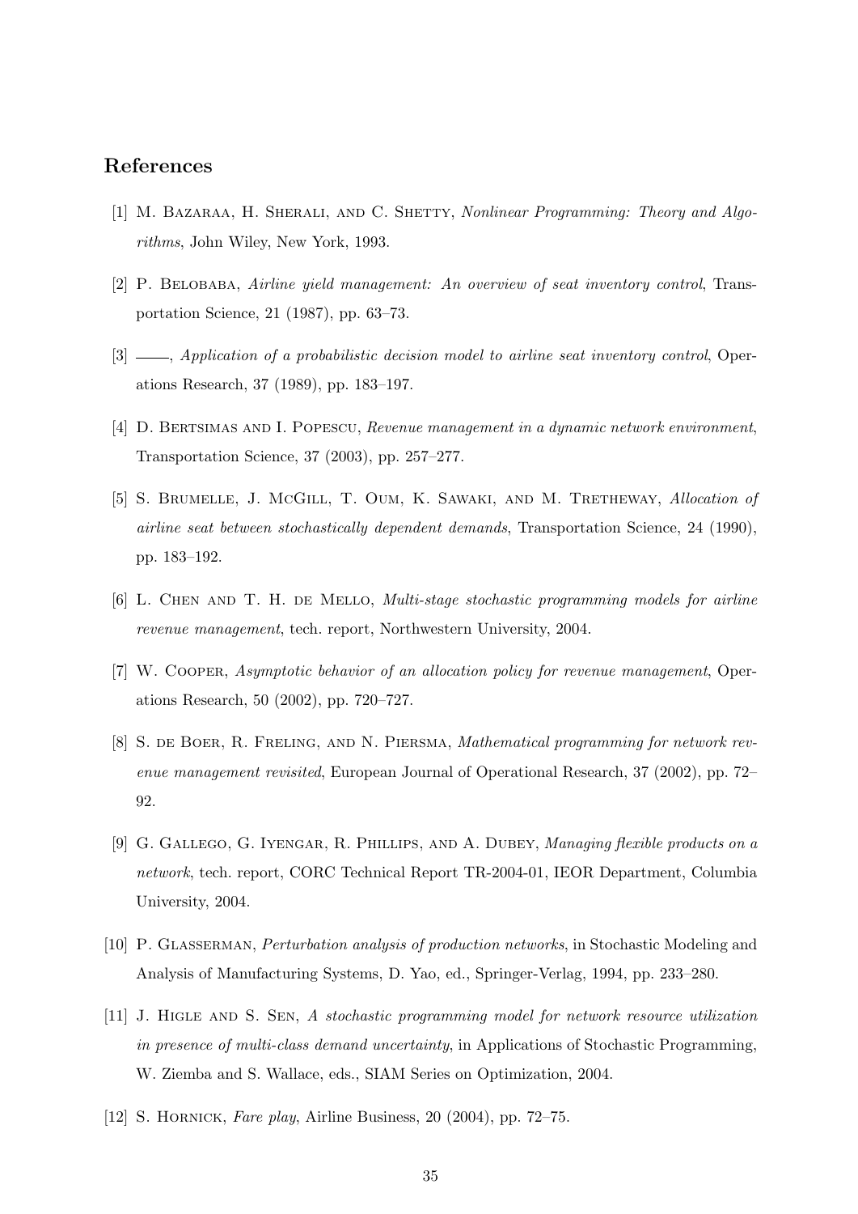## References

[1] M. Bazaraa, H. Sherali, and C. Shetty, *Nonlinear Programming: Theory and Algorithms*, John Wiley, New York, 1993.

[2] P. Belobaba, *Airline yield management: An overview of seat inventory control*, Transportation Science, 21 (1987), pp. 63–73.

[3] ——, *Application of a probabilistic decision model to airline seat inventory control*, Operations Research, 37 (1989), pp. 183–197.

[4] D. Bertsimas and I. Popescu, *Revenue management in a dynamic network environment*, Transportation Science, 37 (2003), pp. 257–277.

[5] S. Brumelle, J. McGill, T. Oum, K. Sawaki, and M. Tretheway, *Allocation of airline seat between stochastically dependent demands*, Transportation Science, 24 (1990), pp. 183–192.

[6] L. Chen and T. H. de Mello, *Multi-stage stochastic programming models for airline revenue management*, tech. report, Northwestern University, 2004.

[7] W. Cooper, *Asymptotic behavior of an allocation policy for revenue management*, Operations Research, 50 (2002), pp. 720–727.

[8] S. de Boer, R. Freling, and N. Piersma, *Mathematical programming for network revenue management revisited*, European Journal of Operational Research, 37 (2002), pp. 72–92.

[9] G. Gallego, G. Iyengar, R. Phillips, and A. Dubey, *Managing flexible products on a network*, tech. report, CORC Technical Report TR-2004-01, IEOR Department, Columbia University, 2004.

[10] P. Glasserman, *Perturbation analysis of production networks*, in Stochastic Modeling and Analysis of Manufacturing Systems, D. Yao, ed., Springer-Verlag, 1994, pp. 233–280.

[11] J. Higle and S. Sen, *A stochastic programming model for network resource utilization in presence of multi-class demand uncertainty*, in Applications of Stochastic Programming, W. Ziemba and S. Wallace, eds., SIAM Series on Optimization, 2004.

[12] S. Hornick, *Fare play*, Airline Business, 20 (2004), pp. 72–75.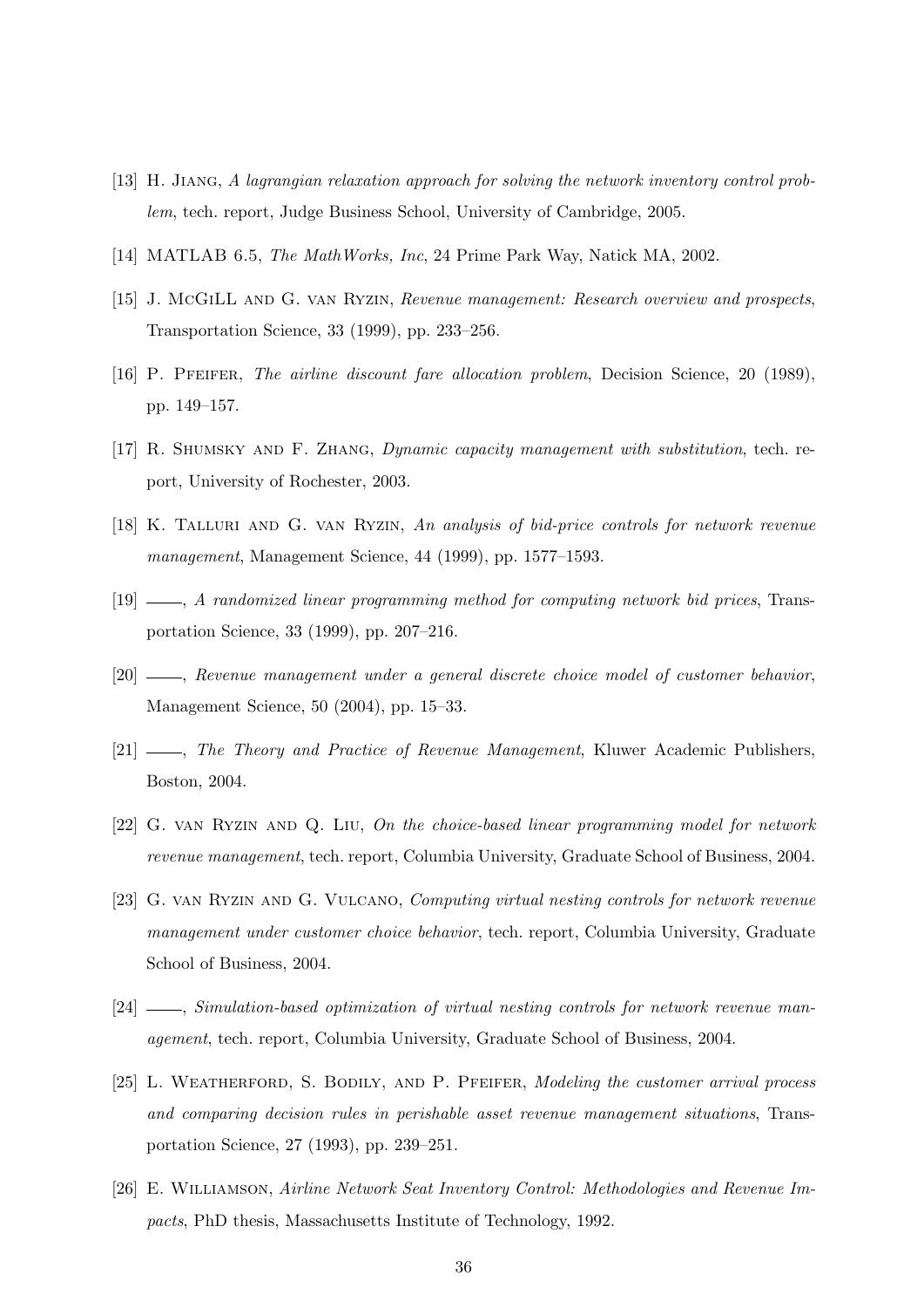[13] H. Jiang, *A lagrangian relaxation approach for solving the network inventory control problem*, tech. report, Judge Business School, University of Cambridge, 2005.

[14] MATLAB 6.5, *The MathWorks, Inc*, 24 Prime Park Way, Natick MA, 2002.

[15] J. McGill and G. van Ryzin, *Revenue management: Research overview and prospects*, Transportation Science, 33 (1999), pp. 233–256.

[16] P. Pfeifer, *The airline discount fare allocation problem*, Decision Science, 20 (1989), pp. 149–157.

[17] R. Shumsky and F. Zhang, *Dynamic capacity management with substitution*, tech. report, University of Rochester, 2003.

[18] K. Talluri and G. van Ryzin, *An analysis of bid-price controls for network revenue management*, Management Science, 44 (1999), pp. 1577–1593.

[19] ——, *A randomized linear programming method for computing network bid prices*, Transportation Science, 33 (1999), pp. 207–216.

[20] ——, *Revenue management under a general discrete choice model of customer behavior*, Management Science, 50 (2004), pp. 15–33.

[21] ——, *The Theory and Practice of Revenue Management*, Kluwer Academic Publishers, Boston, 2004.

[22] G. van Ryzin and Q. Liu, *On the choice-based linear programming model for network revenue management*, tech. report, Columbia University, Graduate School of Business, 2004.

[23] G. van Ryzin and G. Vulcano, *Computing virtual nesting controls for network revenue management under customer choice behavior*, tech. report, Columbia University, Graduate School of Business, 2004.

[24] ——, *Simulation-based optimization of virtual nesting controls for network revenue management*, tech. report, Columbia University, Graduate School of Business, 2004.

[25] L. Weatherford, S. Bodily, and P. Pfeifer, *Modeling the customer arrival process and comparing decision rules in perishable asset revenue management situations*, Transportation Science, 27 (1993), pp. 239–251.

[26] E. Williamson, *Airline Network Seat Inventory Control: Methodologies and Revenue Impacts*, PhD thesis, Massachusetts Institute of Technology, 1992.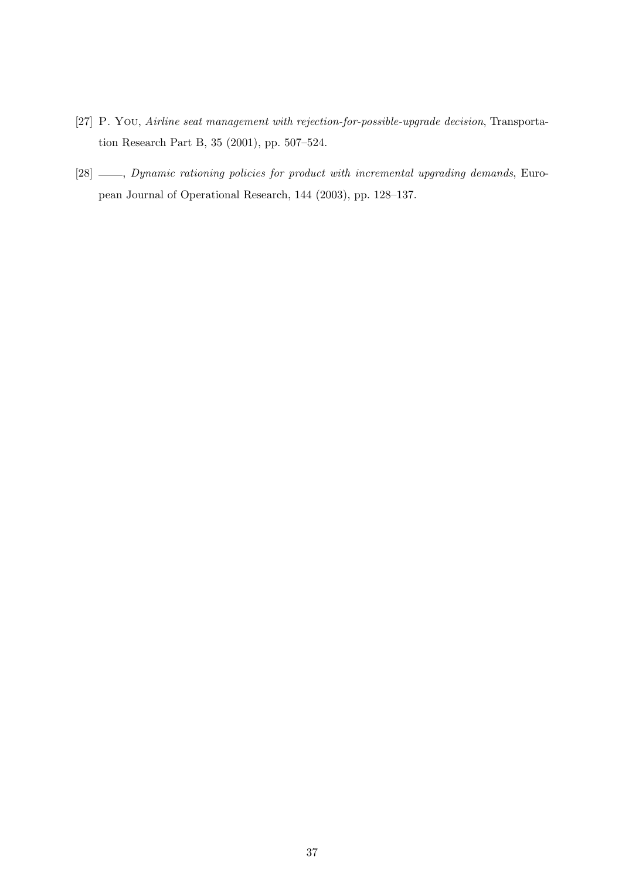[27] P. You, *Airline seat management with rejection-for-possible-upgrade decision*, Transportation Research Part B, 35 (2001), pp. 507–524.

[28] ——, *Dynamic rationing policies for product with incremental upgrading demands*, European Journal of Operational Research, 144 (2003), pp. 128–137.